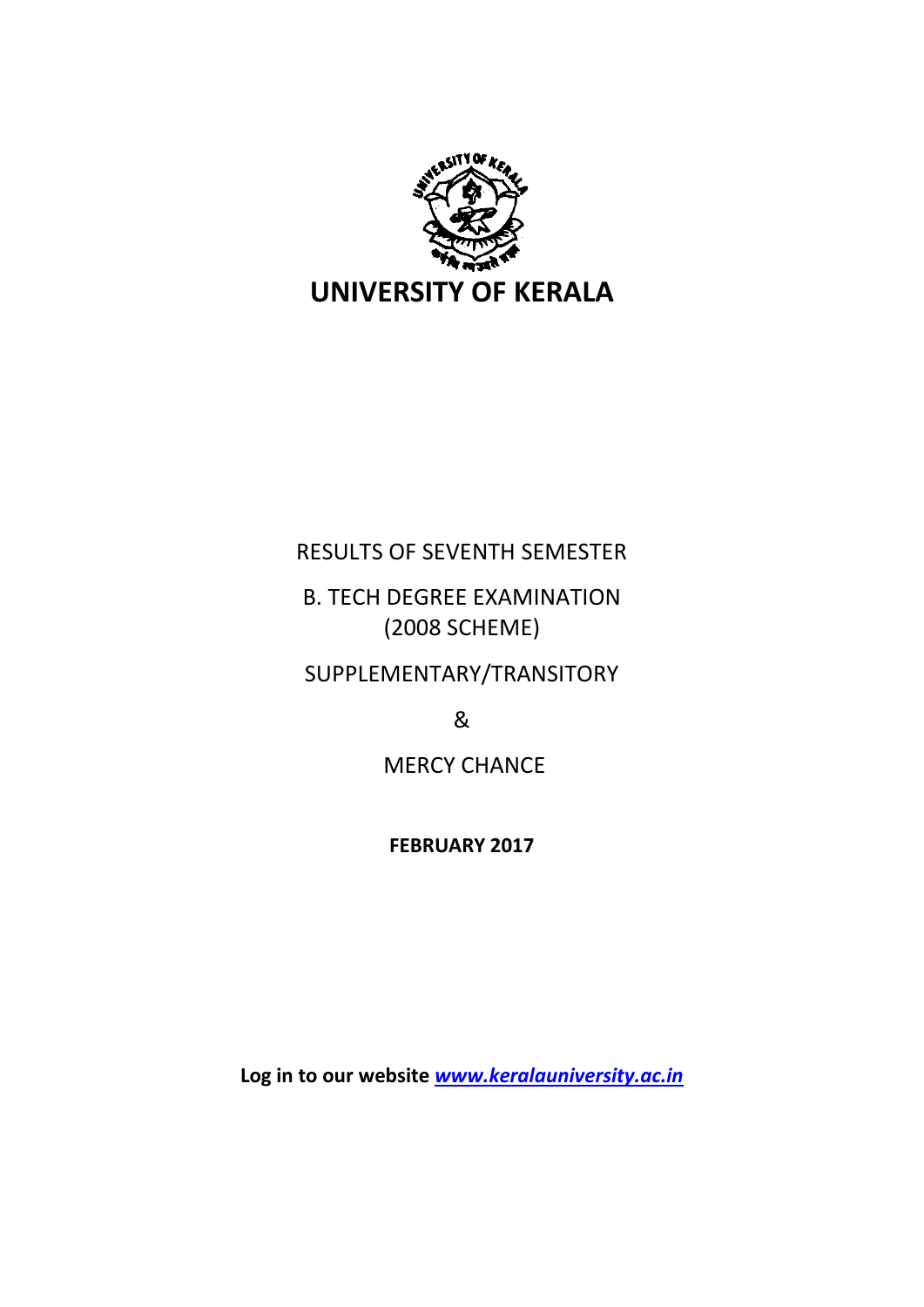# UNIVERSITY OF KERALA

RESULTS OF SEVENTH SEMESTER

B. TECH DEGREE EXAMINATION
(2008 SCHEME)

SUPPLEMENTARY/TRANSITORY

&

MERCY CHANCE

**FEBRUARY 2017**

**Log in to our website *[www.keralauniversity.ac.in](http://www.keralauniversity.ac.in)***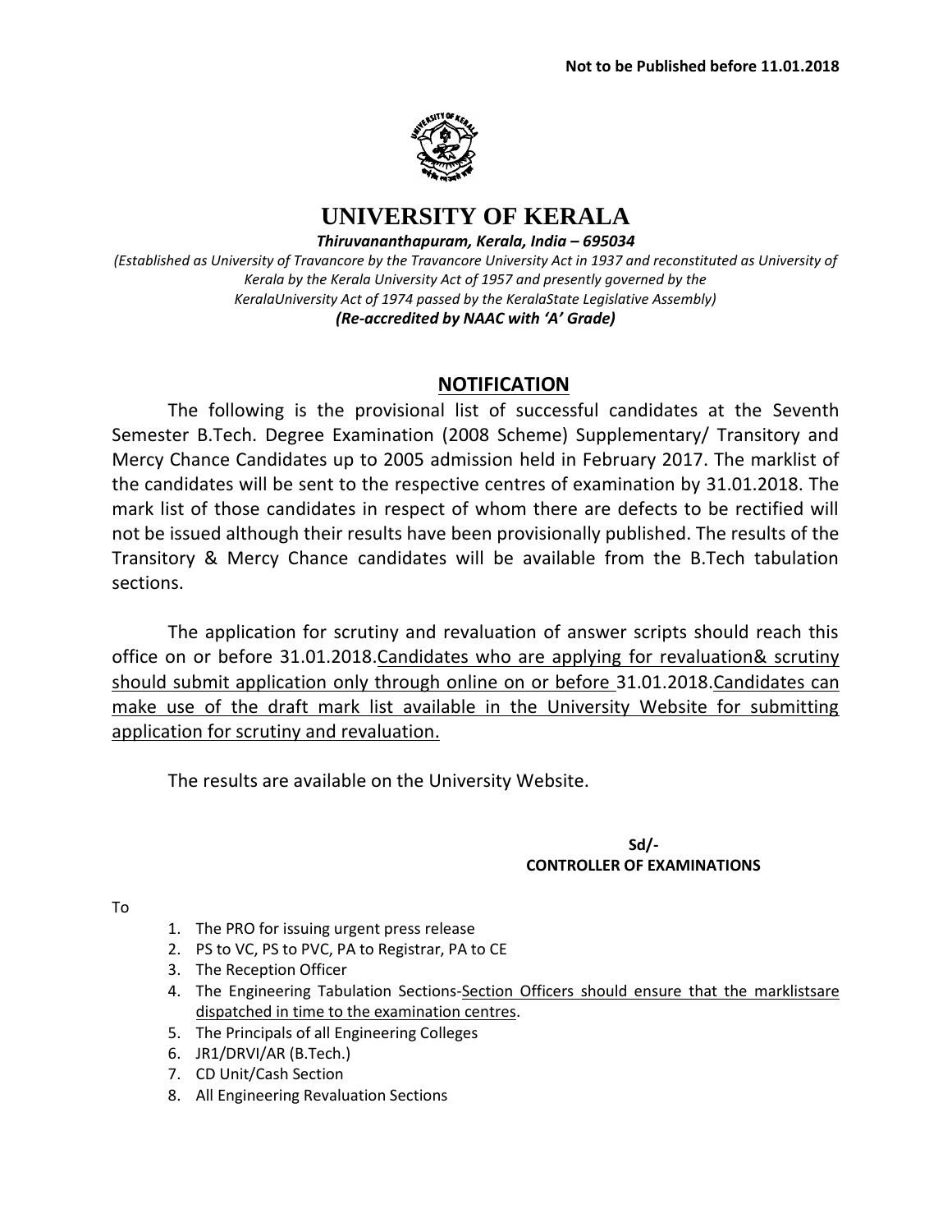**Not to be Published before 11.01.2018**

# UNIVERSITY OF KERALA

***Thiruvananthapuram, Kerala, India – 695034***

*(Established as University of Travancore by the Travancore University Act in 1937 and reconstituted as University of Kerala by the Kerala University Act of 1957 and presently governed by the KeralaUniversity Act of 1974 passed by the KeralaState Legislative Assembly)*

***(Re-accredited by NAAC with 'A' Grade)***

## NOTIFICATION

The following is the provisional list of successful candidates at the Seventh Semester B.Tech. Degree Examination (2008 Scheme) Supplementary/ Transitory and Mercy Chance Candidates up to 2005 admission held in February 2017. The marklist of the candidates will be sent to the respective centres of examination by 31.01.2018. The mark list of those candidates in respect of whom there are defects to be rectified will not be issued although their results have been provisionally published. The results of the Transitory & Mercy Chance candidates will be available from the B.Tech tabulation sections.

The application for scrutiny and revaluation of answer scripts should reach this office on or before 31.01.2018.Candidates who are applying for revaluation& scrutiny should submit application only through online on or before 31.01.2018.Candidates can make use of the draft mark list available in the University Website for submitting application for scrutiny and revaluation.

The results are available on the University Website.

**Sd/-**
**CONTROLLER OF EXAMINATIONS**

To

1. The PRO for issuing urgent press release
2. PS to VC, PS to PVC, PA to Registrar, PA to CE
3. The Reception Officer
4. The Engineering Tabulation Sections-Section Officers should ensure that the marklistsare dispatched in time to the examination centres.
5. The Principals of all Engineering Colleges
6. JR1/DRVI/AR (B.Tech.)
7. CD Unit/Cash Section
8. All Engineering Revaluation Sections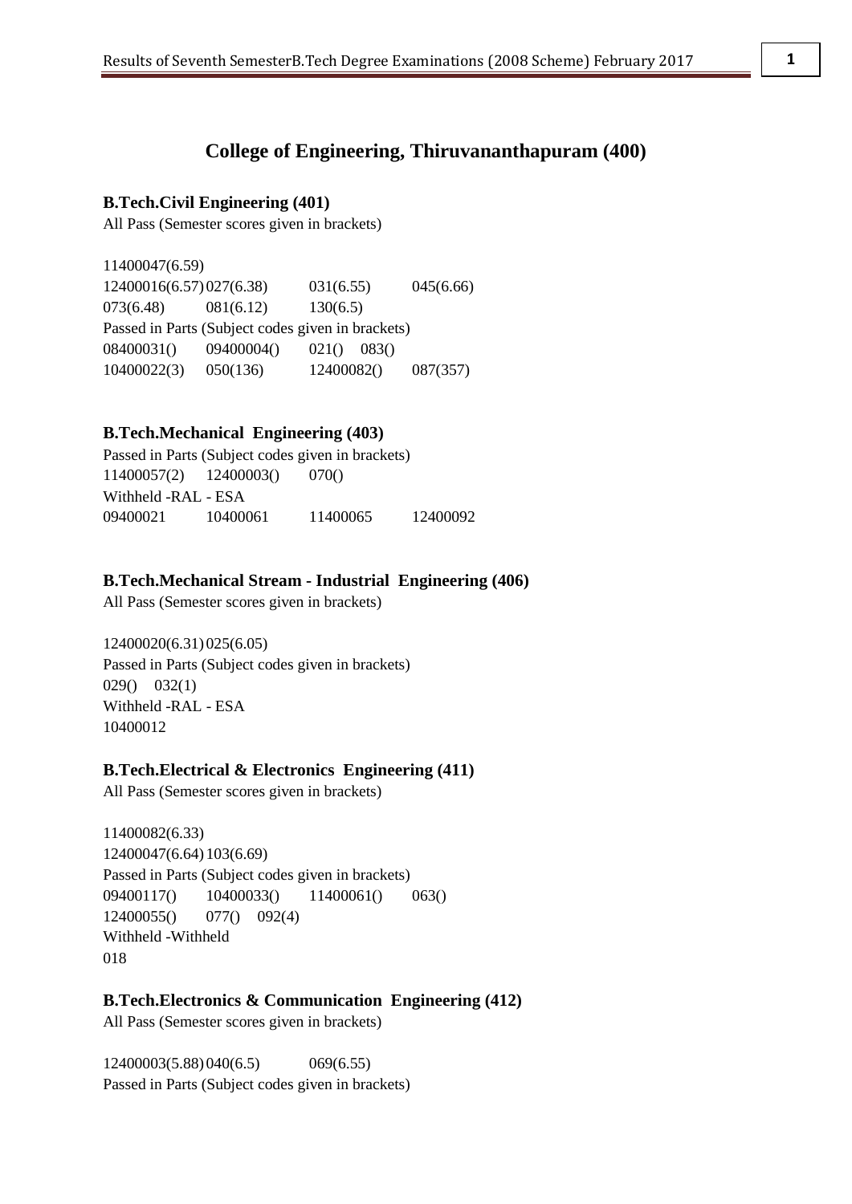## College of Engineering, Thiruvananthapuram (400)

### B.Tech.Civil Engineering (401)

All Pass (Semester scores given in brackets)

11400047(6.59)
12400016(6.57) 027(6.38) 031(6.55) 045(6.66)
073(6.48) 081(6.12) 130(6.5)

Passed in Parts (Subject codes given in brackets)

08400031() 09400004() 021() 083()
10400022(3) 050(136) 12400082() 087(357)

### B.Tech.Mechanical Engineering (403)

Passed in Parts (Subject codes given in brackets)

11400057(2) 12400003() 070()

Withheld -RAL - ESA

09400021 10400061 11400065 12400092

### B.Tech.Mechanical Stream - Industrial Engineering (406)

All Pass (Semester scores given in brackets)

12400020(6.31) 025(6.05)

Passed in Parts (Subject codes given in brackets)

029() 032(1)

Withheld -RAL - ESA

10400012

### B.Tech.Electrical & Electronics Engineering (411)

All Pass (Semester scores given in brackets)

11400082(6.33)
12400047(6.64) 103(6.69)

Passed in Parts (Subject codes given in brackets)

09400117() 10400033() 11400061() 063()
12400055() 077() 092(4)

Withheld -Withheld

018

### B.Tech.Electronics & Communication Engineering (412)

All Pass (Semester scores given in brackets)

12400003(5.88) 040(6.5) 069(6.55)

Passed in Parts (Subject codes given in brackets)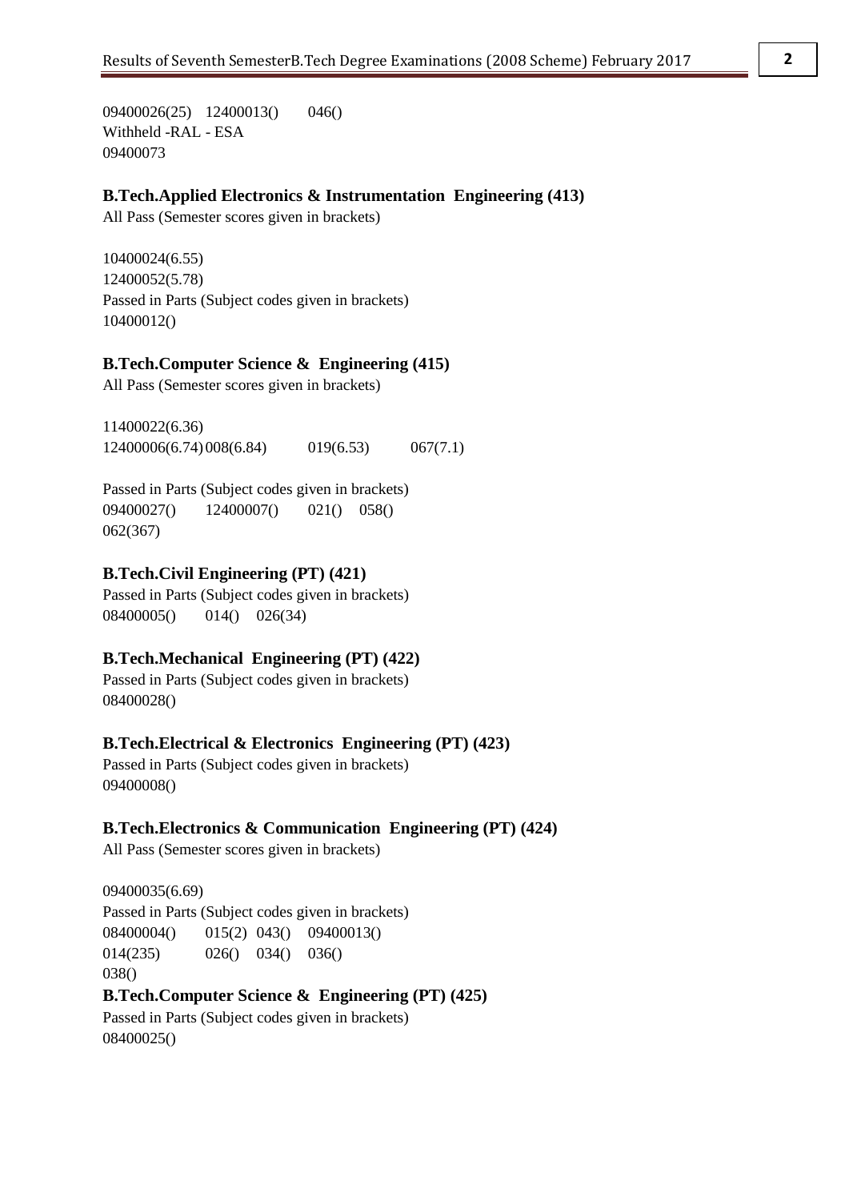09400026(25) 12400013() 046()
Withheld -RAL - ESA
09400073

**B.Tech.Applied Electronics & Instrumentation Engineering (413)**

All Pass (Semester scores given in brackets)

10400024(6.55)
12400052(5.78)
Passed in Parts (Subject codes given in brackets)
10400012()

**B.Tech.Computer Science & Engineering (415)**

All Pass (Semester scores given in brackets)

11400022(6.36)
12400006(6.74) 008(6.84) 019(6.53) 067(7.1)

Passed in Parts (Subject codes given in brackets)
09400027() 12400007() 021() 058()
062(367)

**B.Tech.Civil Engineering (PT) (421)**

Passed in Parts (Subject codes given in brackets)
08400005() 014() 026(34)

**B.Tech.Mechanical Engineering (PT) (422)**

Passed in Parts (Subject codes given in brackets)
08400028()

**B.Tech.Electrical & Electronics Engineering (PT) (423)**

Passed in Parts (Subject codes given in brackets)
09400008()

**B.Tech.Electronics & Communication Engineering (PT) (424)**

All Pass (Semester scores given in brackets)

09400035(6.69)
Passed in Parts (Subject codes given in brackets)
08400004() 015(2) 043() 09400013()
014(235) 026() 034() 036()
038()

**B.Tech.Computer Science & Engineering (PT) (425)**

Passed in Parts (Subject codes given in brackets)
08400025()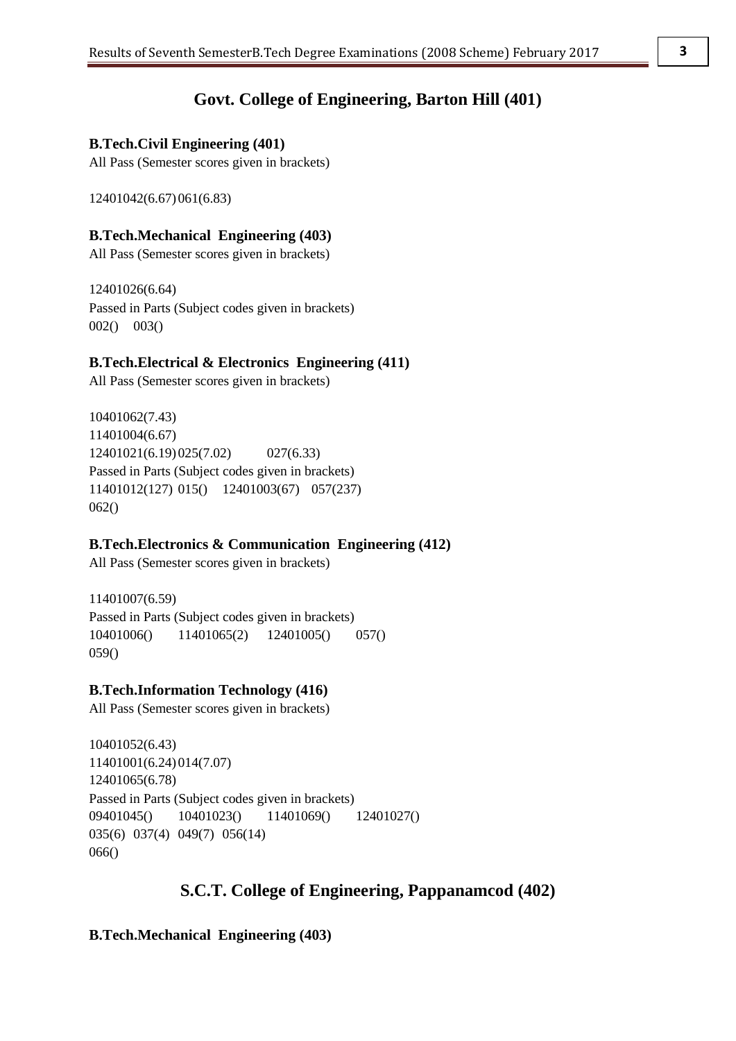## Govt. College of Engineering, Barton Hill (401)

**B.Tech.Civil Engineering (401)**

All Pass (Semester scores given in brackets)

12401042(6.67) 061(6.83)

**B.Tech.Mechanical Engineering (403)**

All Pass (Semester scores given in brackets)

12401026(6.64)

Passed in Parts (Subject codes given in brackets)

002() 003()

**B.Tech.Electrical & Electronics Engineering (411)**

All Pass (Semester scores given in brackets)

10401062(7.43)

11401004(6.67)

12401021(6.19) 025(7.02) 027(6.33)

Passed in Parts (Subject codes given in brackets)

11401012(127) 015() 12401003(67) 057(237)

062()

**B.Tech.Electronics & Communication Engineering (412)**

All Pass (Semester scores given in brackets)

11401007(6.59)

Passed in Parts (Subject codes given in brackets)

10401006() 11401065(2) 12401005() 057()

059()

**B.Tech.Information Technology (416)**

All Pass (Semester scores given in brackets)

10401052(6.43)

11401001(6.24) 014(7.07)

12401065(6.78)

Passed in Parts (Subject codes given in brackets)

09401045() 10401023() 11401069() 12401027()

035(6) 037(4) 049(7) 056(14)

066()

## S.C.T. College of Engineering, Pappanamcod (402)

**B.Tech.Mechanical Engineering (403)**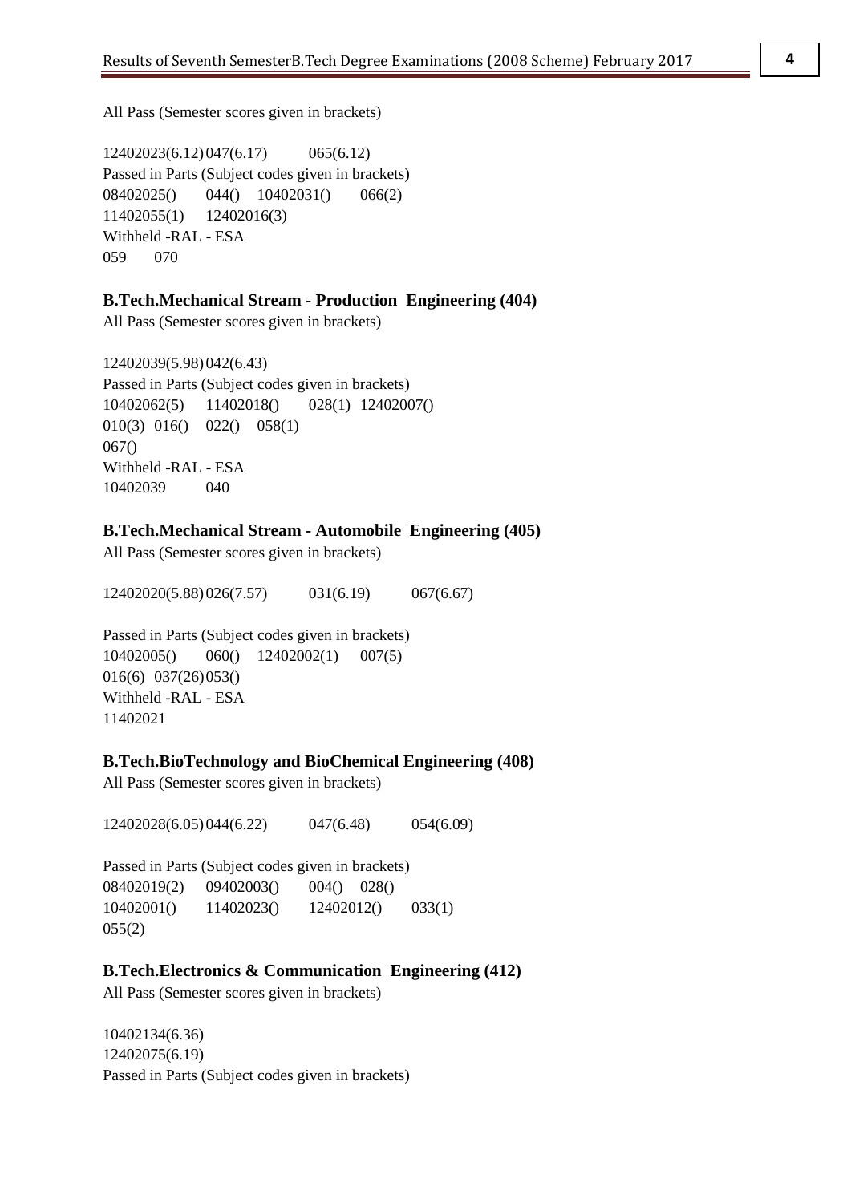All Pass (Semester scores given in brackets)

12402023(6.12) 047(6.17) 065(6.12)

Passed in Parts (Subject codes given in brackets)

08402025() 044() 10402031() 066(2)

11402055(1) 12402016(3)

Withheld -RAL - ESA

059 070

**B.Tech.Mechanical Stream - Production Engineering (404)**

All Pass (Semester scores given in brackets)

12402039(5.98) 042(6.43)

Passed in Parts (Subject codes given in brackets)

10402062(5) 11402018() 028(1) 12402007()

010(3) 016() 022() 058(1)

067()

Withheld -RAL - ESA

10402039 040

**B.Tech.Mechanical Stream - Automobile Engineering (405)**

All Pass (Semester scores given in brackets)

12402020(5.88) 026(7.57) 031(6.19) 067(6.67)

Passed in Parts (Subject codes given in brackets)

10402005() 060() 12402002(1) 007(5)

016(6) 037(26) 053()

Withheld -RAL - ESA

11402021

**B.Tech.BioTechnology and BioChemical Engineering (408)**

All Pass (Semester scores given in brackets)

12402028(6.05) 044(6.22) 047(6.48) 054(6.09)

Passed in Parts (Subject codes given in brackets)

08402019(2) 09402003() 004() 028()

10402001() 11402023() 12402012() 033(1)

055(2)

**B.Tech.Electronics & Communication Engineering (412)**

All Pass (Semester scores given in brackets)

10402134(6.36)

12402075(6.19)

Passed in Parts (Subject codes given in brackets)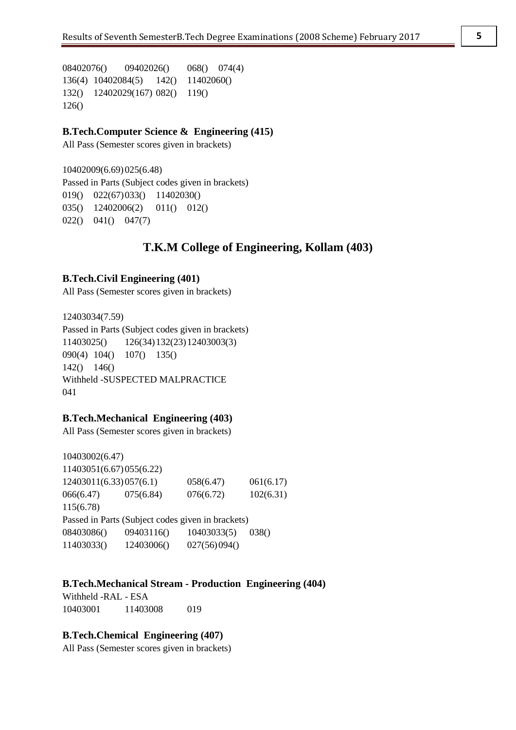08402076()	09402026()	068()	074(4)
136(4)	10402084(5)	142()	11402060()
132()	12402029(167)	082()	119()
126()

**B.Tech.Computer Science & Engineering (415)**

All Pass (Semester scores given in brackets)

10402009(6.69) 025(6.48)

Passed in Parts (Subject codes given in brackets)

019()	022(67) 033()	11402030()
035()	12402006(2)	011()	012()
022()	041()	047(7)

## T.K.M College of Engineering, Kollam (403)

**B.Tech.Civil Engineering (401)**

All Pass (Semester scores given in brackets)

12403034(7.59)

Passed in Parts (Subject codes given in brackets)

11403025()	126(34) 132(23) 12403003(3)
090(4)	104()	107()	135()
142()	146()

Withheld -SUSPECTED MALPRACTICE

041

**B.Tech.Mechanical Engineering (403)**

All Pass (Semester scores given in brackets)

10403002(6.47)
11403051(6.67) 055(6.22)
12403011(6.33) 057(6.1)	058(6.47)	061(6.17)
066(6.47)	075(6.84)	076(6.72)	102(6.31)
115(6.78)

Passed in Parts (Subject codes given in brackets)

08403086()	09403116()	10403033(5)	038()
11403033()	12403006()	027(56) 094()

**B.Tech.Mechanical Stream - Production Engineering (404)**

Withheld -RAL - ESA

10403001	11403008	019

**B.Tech.Chemical Engineering (407)**

All Pass (Semester scores given in brackets)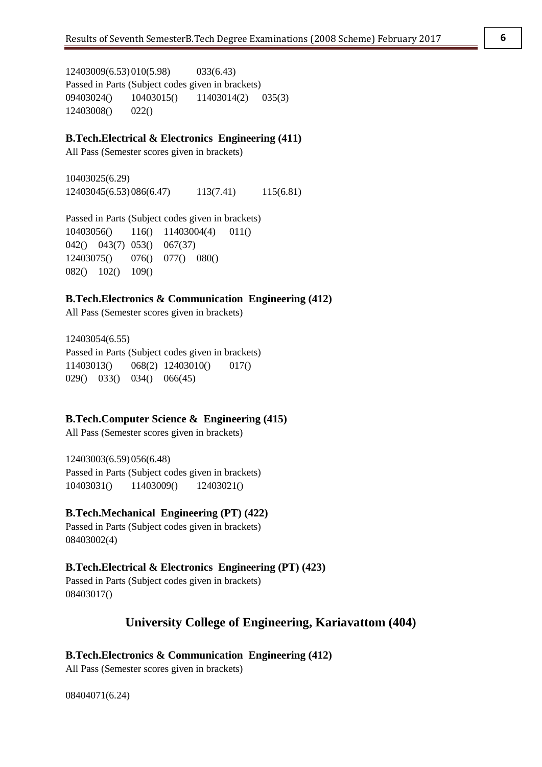12403009(6.53) 010(5.98) 033(6.43)

Passed in Parts (Subject codes given in brackets)

09403024() 10403015() 11403014(2) 035(3)

12403008() 022()

**B.Tech.Electrical & Electronics Engineering (411)**

All Pass (Semester scores given in brackets)

10403025(6.29)

12403045(6.53) 086(6.47) 113(7.41) 115(6.81)

Passed in Parts (Subject codes given in brackets)

10403056() 116() 11403004(4) 011()

042() 043(7) 053() 067(37)

12403075() 076() 077() 080()

082() 102() 109()

**B.Tech.Electronics & Communication Engineering (412)**

All Pass (Semester scores given in brackets)

12403054(6.55)

Passed in Parts (Subject codes given in brackets)

11403013() 068(2) 12403010() 017()

029() 033() 034() 066(45)

**B.Tech.Computer Science & Engineering (415)**

All Pass (Semester scores given in brackets)

12403003(6.59) 056(6.48)

Passed in Parts (Subject codes given in brackets)

10403031() 11403009() 12403021()

**B.Tech.Mechanical Engineering (PT) (422)**

Passed in Parts (Subject codes given in brackets)

08403002(4)

**B.Tech.Electrical & Electronics Engineering (PT) (423)**

Passed in Parts (Subject codes given in brackets)

08403017()

## University College of Engineering, Kariavattom (404)

**B.Tech.Electronics & Communication Engineering (412)**

All Pass (Semester scores given in brackets)

08404071(6.24)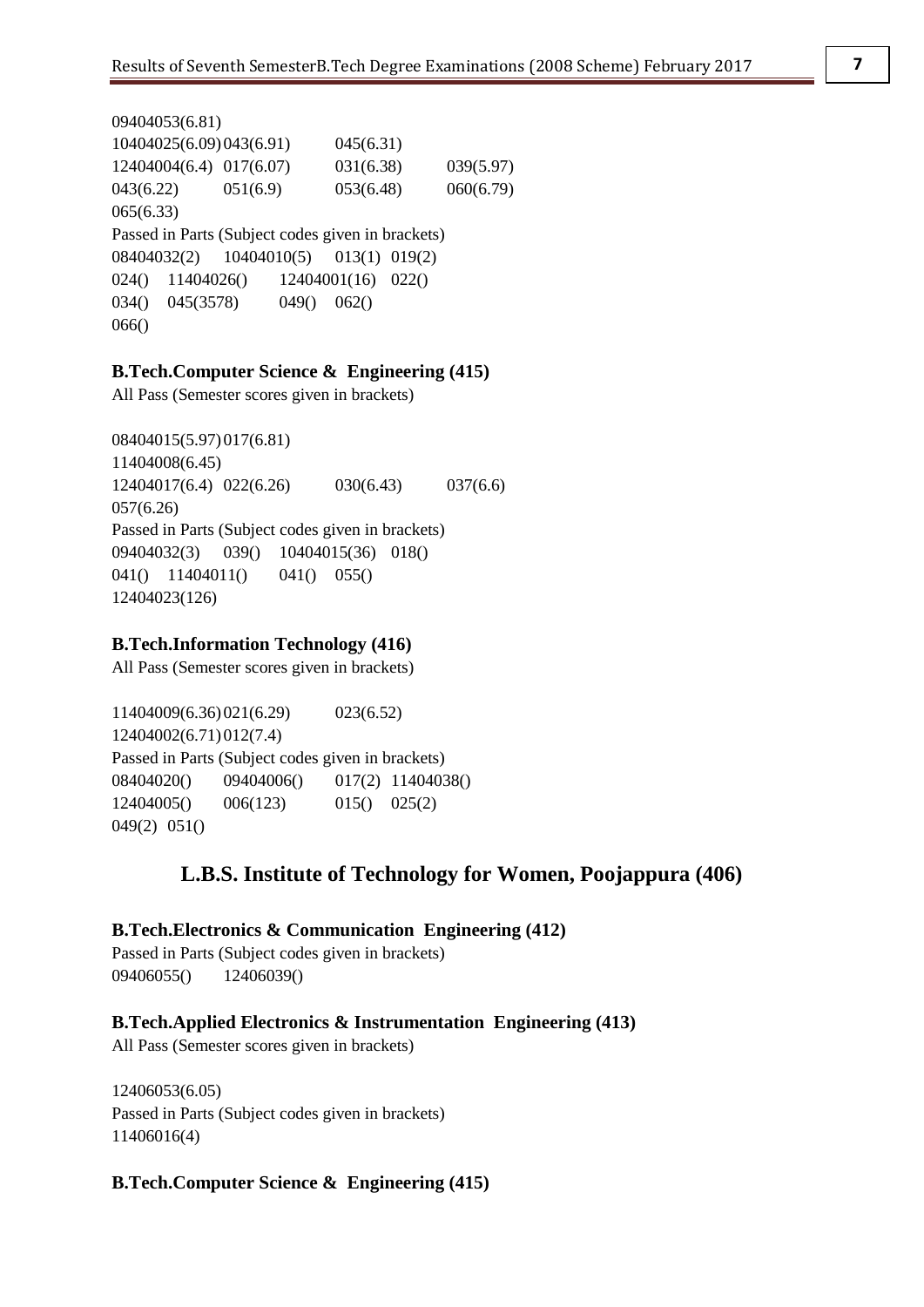09404053(6.81)
10404025(6.09) 043(6.91) 045(6.31)
12404004(6.4) 017(6.07) 031(6.38) 039(5.97)
043(6.22) 051(6.9) 053(6.48) 060(6.79)
065(6.33)

Passed in Parts (Subject codes given in brackets)
08404032(2) 10404010(5) 013(1) 019(2)
024() 11404026() 12404001(16) 022()
034() 045(3578) 049() 062()
066()

**B.Tech.Computer Science & Engineering (415)**

All Pass (Semester scores given in brackets)

08404015(5.97) 017(6.81)
11404008(6.45)
12404017(6.4) 022(6.26) 030(6.43) 037(6.6)
057(6.26)

Passed in Parts (Subject codes given in brackets)
09404032(3) 039() 10404015(36) 018()
041() 11404011() 041() 055()
12404023(126)

**B.Tech.Information Technology (416)**

All Pass (Semester scores given in brackets)

11404009(6.36) 021(6.29) 023(6.52)
12404002(6.71) 012(7.4)

Passed in Parts (Subject codes given in brackets)
08404020() 09404006() 017(2) 11404038()
12404005() 006(123) 015() 025(2)
049(2) 051()

## L.B.S. Institute of Technology for Women, Poojappura (406)

**B.Tech.Electronics & Communication Engineering (412)**

Passed in Parts (Subject codes given in brackets)
09406055() 12406039()

**B.Tech.Applied Electronics & Instrumentation Engineering (413)**

All Pass (Semester scores given in brackets)

12406053(6.05)

Passed in Parts (Subject codes given in brackets)
11406016(4)

**B.Tech.Computer Science & Engineering (415)**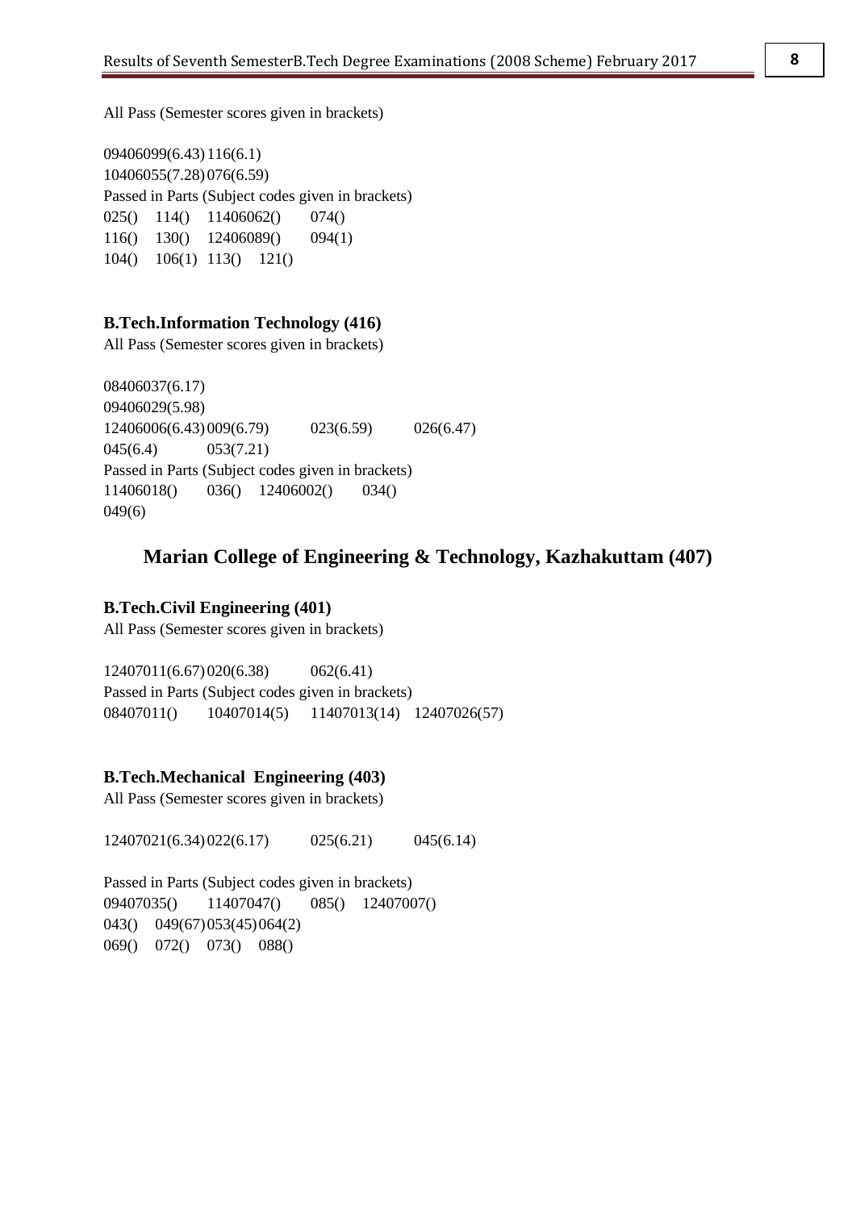All Pass (Semester scores given in brackets)

09406099(6.43) 116(6.1)
10406055(7.28) 076(6.59)

Passed in Parts (Subject codes given in brackets)

025() 114() 11406062() 074()
116() 130() 12406089() 094(1)
104() 106(1) 113() 121()

### B.Tech.Information Technology (416)

All Pass (Semester scores given in brackets)

08406037(6.17)
09406029(5.98)
12406006(6.43) 009(6.79) 023(6.59) 026(6.47)
045(6.4) 053(7.21)

Passed in Parts (Subject codes given in brackets)

11406018() 036() 12406002() 034()
049(6)

## Marian College of Engineering & Technology, Kazhakuttam (407)

### B.Tech.Civil Engineering (401)

All Pass (Semester scores given in brackets)

12407011(6.67) 020(6.38) 062(6.41)

Passed in Parts (Subject codes given in brackets)

08407011() 10407014(5) 11407013(14) 12407026(57)

### B.Tech.Mechanical Engineering (403)

All Pass (Semester scores given in brackets)

12407021(6.34) 022(6.17) 025(6.21) 045(6.14)

Passed in Parts (Subject codes given in brackets)

09407035() 11407047() 085() 12407007()
043() 049(67) 053(45) 064(2)
069() 072() 073() 088()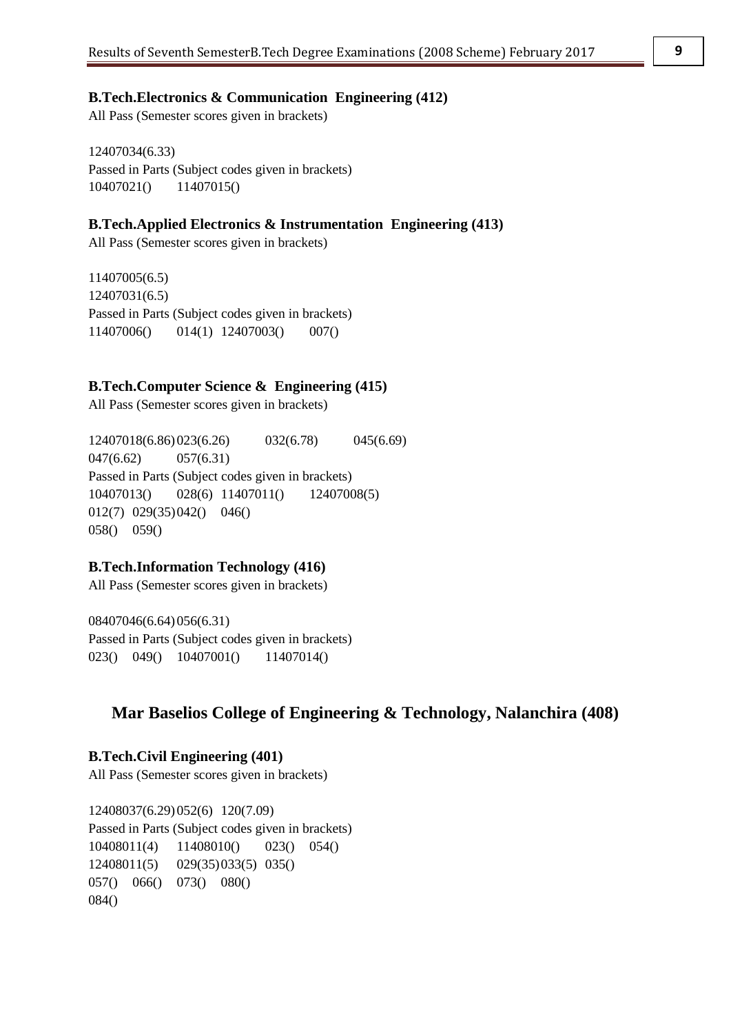**B.Tech.Electronics & Communication Engineering (412)**

All Pass (Semester scores given in brackets)

12407034(6.33)

Passed in Parts (Subject codes given in brackets)

10407021() 11407015()

**B.Tech.Applied Electronics & Instrumentation Engineering (413)**

All Pass (Semester scores given in brackets)

11407005(6.5)

12407031(6.5)

Passed in Parts (Subject codes given in brackets)

11407006() 014(1) 12407003() 007()

**B.Tech.Computer Science & Engineering (415)**

All Pass (Semester scores given in brackets)

12407018(6.86) 023(6.26) 032(6.78) 045(6.69)

047(6.62) 057(6.31)

Passed in Parts (Subject codes given in brackets)

10407013() 028(6) 11407011() 12407008(5)

012(7) 029(35) 042() 046()

058() 059()

**B.Tech.Information Technology (416)**

All Pass (Semester scores given in brackets)

08407046(6.64) 056(6.31)

Passed in Parts (Subject codes given in brackets)

023() 049() 10407001() 11407014()

## Mar Baselios College of Engineering & Technology, Nalanchira (408)

**B.Tech.Civil Engineering (401)**

All Pass (Semester scores given in brackets)

12408037(6.29) 052(6) 120(7.09)

Passed in Parts (Subject codes given in brackets)

10408011(4) 11408010() 023() 054()

12408011(5) 029(35) 033(5) 035()

057() 066() 073() 080()

084()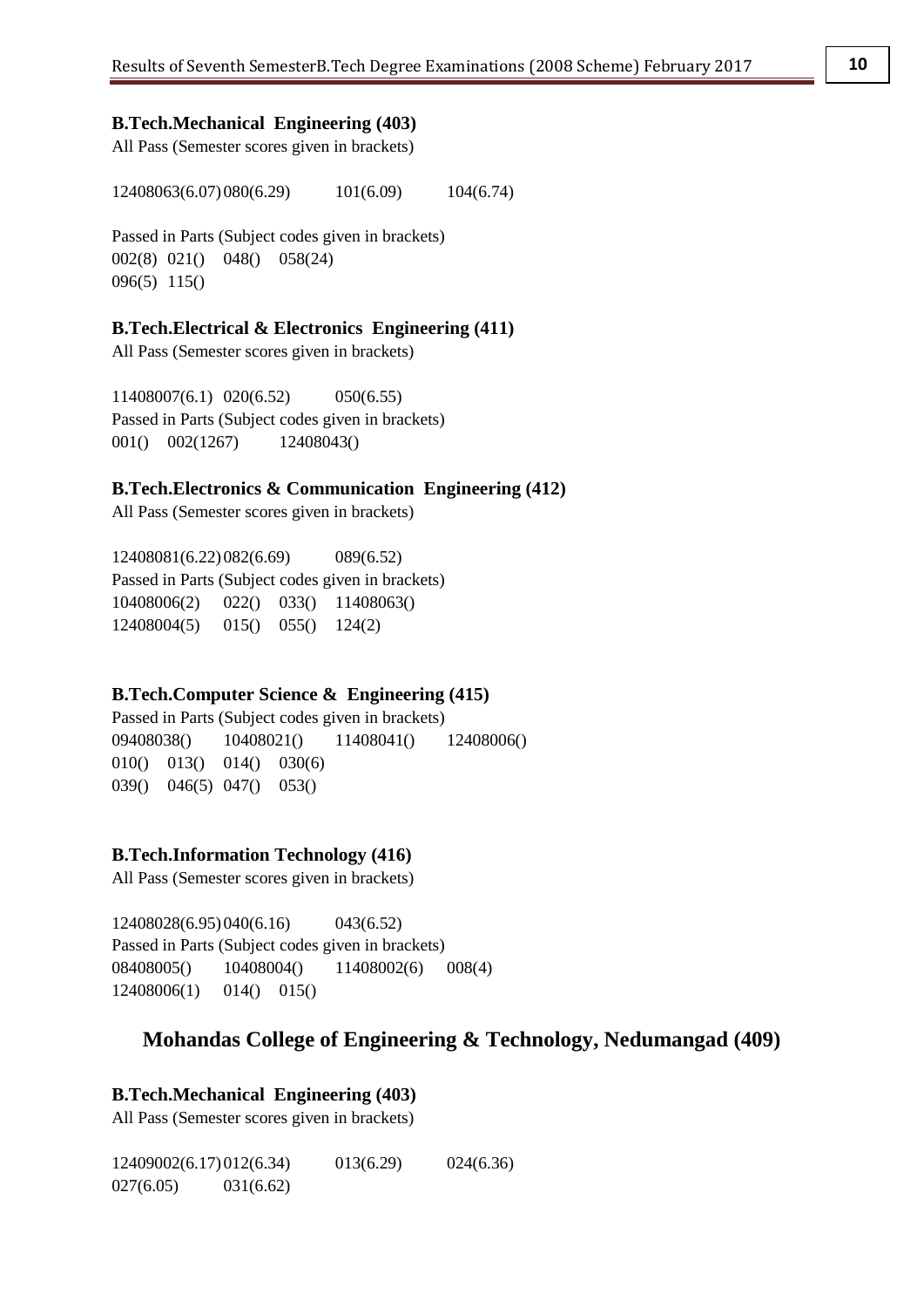**B.Tech.Mechanical Engineering (403)**

All Pass (Semester scores given in brackets)

12408063(6.07) 080(6.29) 101(6.09) 104(6.74)

Passed in Parts (Subject codes given in brackets)

002(8) 021() 048() 058(24)

096(5) 115()

**B.Tech.Electrical & Electronics Engineering (411)**

All Pass (Semester scores given in brackets)

11408007(6.1) 020(6.52) 050(6.55)

Passed in Parts (Subject codes given in brackets)

001() 002(1267) 12408043()

**B.Tech.Electronics & Communication Engineering (412)**

All Pass (Semester scores given in brackets)

12408081(6.22) 082(6.69) 089(6.52)

Passed in Parts (Subject codes given in brackets)

10408006(2) 022() 033() 11408063()

12408004(5) 015() 055() 124(2)

**B.Tech.Computer Science & Engineering (415)**

Passed in Parts (Subject codes given in brackets)

09408038() 10408021() 11408041() 12408006()

010() 013() 014() 030(6)

039() 046(5) 047() 053()

**B.Tech.Information Technology (416)**

All Pass (Semester scores given in brackets)

12408028(6.95) 040(6.16) 043(6.52)

Passed in Parts (Subject codes given in brackets)

08408005() 10408004() 11408002(6) 008(4)

12408006(1) 014() 015()

## Mohandas College of Engineering & Technology, Nedumangad (409)

**B.Tech.Mechanical Engineering (403)**

All Pass (Semester scores given in brackets)

12409002(6.17) 012(6.34) 013(6.29) 024(6.36)

027(6.05) 031(6.62)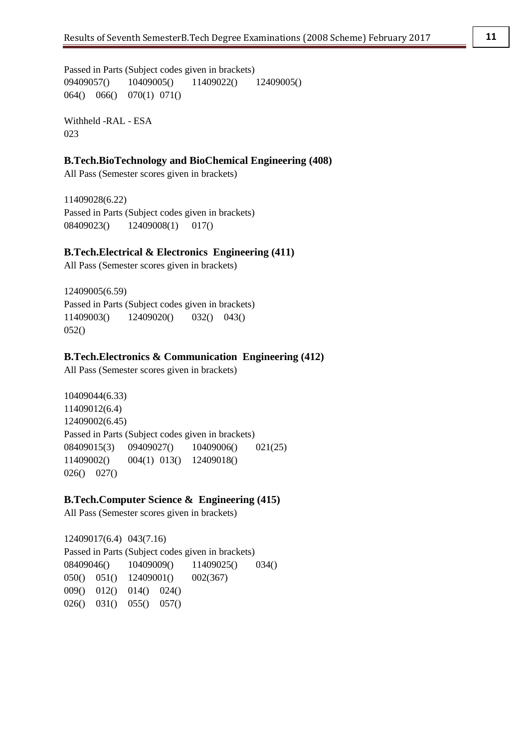Passed in Parts (Subject codes given in brackets)
09409057()    10409005()    11409022()    12409005()
064()  066()  070(1)  071()

Withheld -RAL - ESA
023

### B.Tech.BioTechnology and BioChemical Engineering (408)

All Pass (Semester scores given in brackets)

11409028(6.22)
Passed in Parts (Subject codes given in brackets)
08409023()    12409008(1)    017()

### B.Tech.Electrical & Electronics Engineering (411)

All Pass (Semester scores given in brackets)

12409005(6.59)
Passed in Parts (Subject codes given in brackets)
11409003()    12409020()    032()  043()
052()

### B.Tech.Electronics & Communication Engineering (412)

All Pass (Semester scores given in brackets)

10409044(6.33)
11409012(6.4)
12409002(6.45)
Passed in Parts (Subject codes given in brackets)
08409015(3)    09409027()    10409006()    021(25)
11409002()    004(1)  013()    12409018()
026()  027()

### B.Tech.Computer Science & Engineering (415)

All Pass (Semester scores given in brackets)

12409017(6.4)  043(7.16)
Passed in Parts (Subject codes given in brackets)
08409046()    10409009()    11409025()    034()
050()  051()    12409001()    002(367)
009()  012()  014()  024()
026()  031()  055()  057()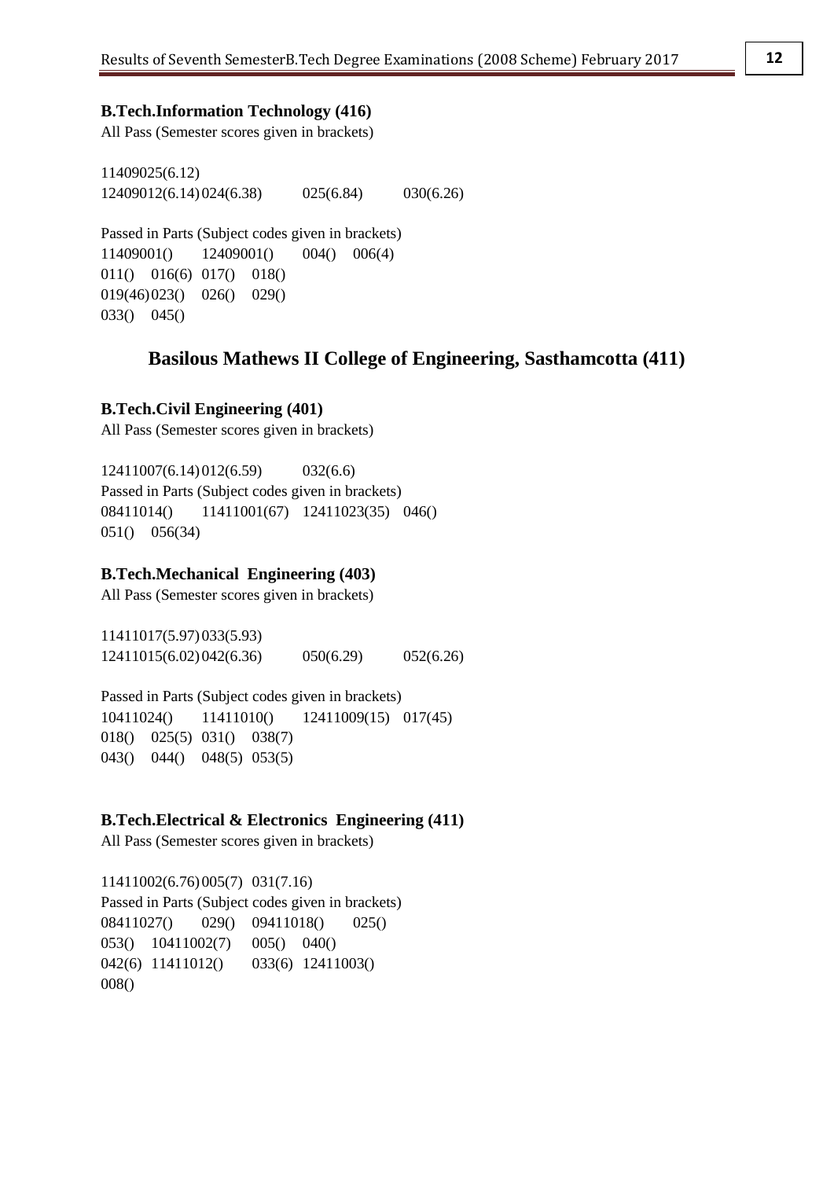### B.Tech.Information Technology (416)

All Pass (Semester scores given in brackets)

11409025(6.12)
12409012(6.14) 024(6.38) 025(6.84) 030(6.26)

Passed in Parts (Subject codes given in brackets)
11409001() 12409001() 004() 006(4)
011() 016(6) 017() 018()
019(46) 023() 026() 029()
033() 045()

## Basilous Mathews II College of Engineering, Sasthamcotta (411)

### B.Tech.Civil Engineering (401)

All Pass (Semester scores given in brackets)

12411007(6.14) 012(6.59) 032(6.6)
Passed in Parts (Subject codes given in brackets)
08411014() 11411001(67) 12411023(35) 046()
051() 056(34)

### B.Tech.Mechanical Engineering (403)

All Pass (Semester scores given in brackets)

11411017(5.97) 033(5.93)
12411015(6.02) 042(6.36) 050(6.29) 052(6.26)

Passed in Parts (Subject codes given in brackets)
10411024() 11411010() 12411009(15) 017(45)
018() 025(5) 031() 038(7)
043() 044() 048(5) 053(5)

### B.Tech.Electrical & Electronics Engineering (411)

All Pass (Semester scores given in brackets)

11411002(6.76) 005(7) 031(7.16)
Passed in Parts (Subject codes given in brackets)
08411027() 029() 09411018() 025()
053() 10411002(7) 005() 040()
042(6) 11411012() 033(6) 12411003()
008()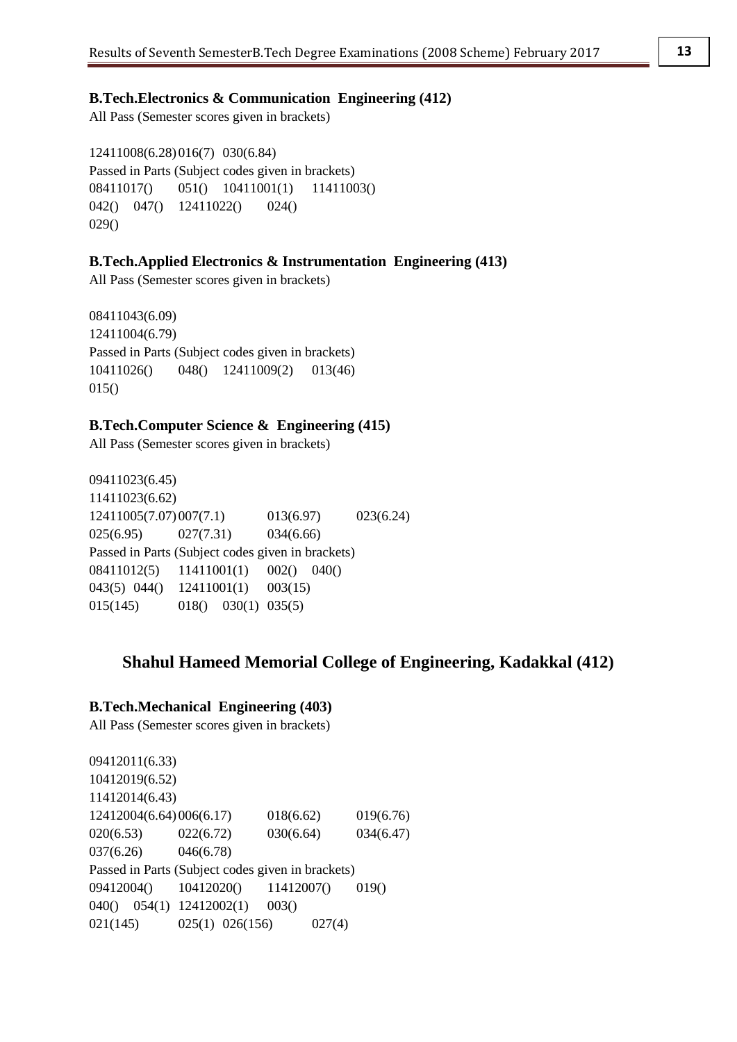**B.Tech.Electronics & Communication Engineering (412)**

All Pass (Semester scores given in brackets)

12411008(6.28) 016(7) 030(6.84)

Passed in Parts (Subject codes given in brackets)

08411017() 051() 10411001(1) 11411003()
042() 047() 12411022() 024()
029()

**B.Tech.Applied Electronics & Instrumentation Engineering (413)**

All Pass (Semester scores given in brackets)

08411043(6.09)
12411004(6.79)

Passed in Parts (Subject codes given in brackets)

10411026() 048() 12411009(2) 013(46)
015()

**B.Tech.Computer Science & Engineering (415)**

All Pass (Semester scores given in brackets)

09411023(6.45)
11411023(6.62)
12411005(7.07) 007(7.1) 013(6.97) 023(6.24)
025(6.95) 027(7.31) 034(6.66)

Passed in Parts (Subject codes given in brackets)

08411012(5) 11411001(1) 002() 040()
043(5) 044() 12411001(1) 003(15)
015(145) 018() 030(1) 035(5)

## Shahul Hameed Memorial College of Engineering, Kadakkal (412)

**B.Tech.Mechanical Engineering (403)**

All Pass (Semester scores given in brackets)

09412011(6.33)
10412019(6.52)
11412014(6.43)
12412004(6.64) 006(6.17) 018(6.62) 019(6.76)
020(6.53) 022(6.72) 030(6.64) 034(6.47)
037(6.26) 046(6.78)

Passed in Parts (Subject codes given in brackets)

09412004() 10412020() 11412007() 019()
040() 054(1) 12412002(1) 003()
021(145) 025(1) 026(156) 027(4)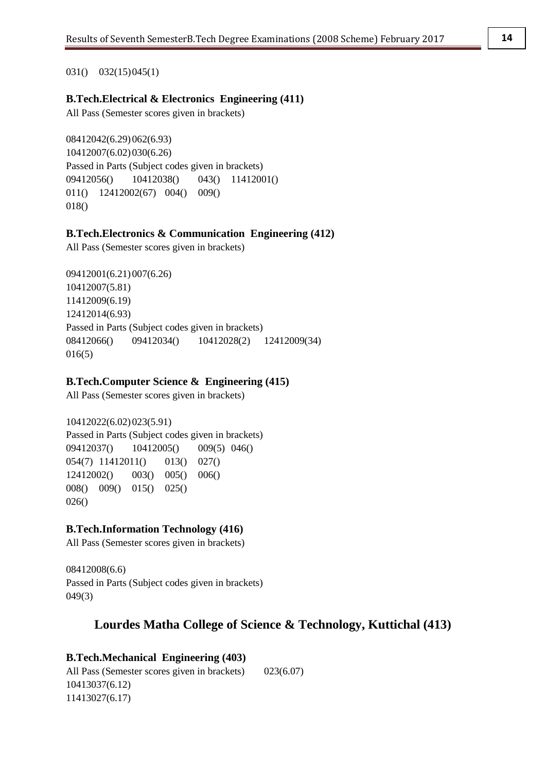031()    032(15) 045(1)

**B.Tech.Electrical & Electronics Engineering (411)**

All Pass (Semester scores given in brackets)

08412042(6.29) 062(6.93)
10412007(6.02) 030(6.26)
Passed in Parts (Subject codes given in brackets)
09412056()    10412038()    043()    11412001()
011()    12412002(67)    004()    009()
018()

**B.Tech.Electronics & Communication Engineering (412)**

All Pass (Semester scores given in brackets)

09412001(6.21) 007(6.26)
10412007(5.81)
11412009(6.19)
12412014(6.93)
Passed in Parts (Subject codes given in brackets)
08412066()    09412034()    10412028(2)    12412009(34)
016(5)

**B.Tech.Computer Science & Engineering (415)**

All Pass (Semester scores given in brackets)

10412022(6.02) 023(5.91)
Passed in Parts (Subject codes given in brackets)
09412037()    10412005()    009(5)    046()
054(7)    11412011()    013()    027()
12412002()    003()    005()    006()
008()    009()    015()    025()
026()

**B.Tech.Information Technology (416)**

All Pass (Semester scores given in brackets)

08412008(6.6)
Passed in Parts (Subject codes given in brackets)
049(3)

## Lourdes Matha College of Science & Technology, Kuttichal (413)

**B.Tech.Mechanical Engineering (403)**

All Pass (Semester scores given in brackets)    023(6.07)
10413037(6.12)
11413027(6.17)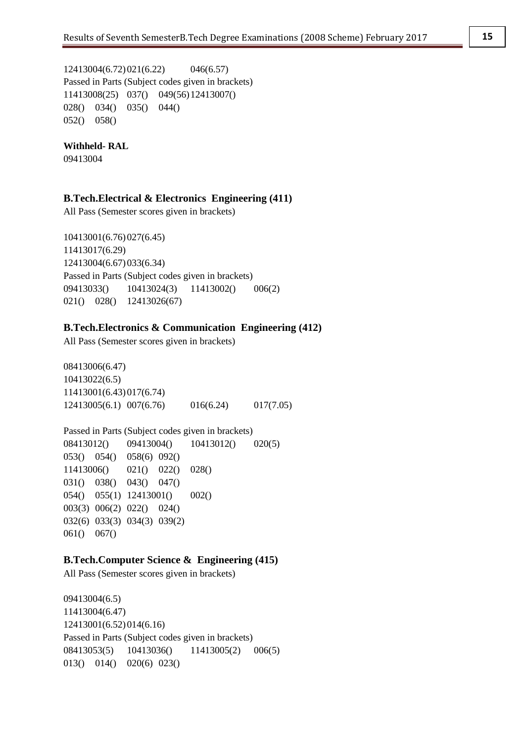12413004(6.72) 021(6.22) 046(6.57)

Passed in Parts (Subject codes given in brackets)

11413008(25) 037() 049(56) 12413007()

028() 034() 035() 044()

052() 058()

**Withheld- RAL**

09413004

### B.Tech.Electrical & Electronics Engineering (411)

All Pass (Semester scores given in brackets)

10413001(6.76) 027(6.45)

11413017(6.29)

12413004(6.67) 033(6.34)

Passed in Parts (Subject codes given in brackets)

09413033() 10413024(3) 11413002() 006(2)

021() 028() 12413026(67)

### B.Tech.Electronics & Communication Engineering (412)

All Pass (Semester scores given in brackets)

08413006(6.47)

10413022(6.5)

11413001(6.43) 017(6.74)

12413005(6.1) 007(6.76) 016(6.24) 017(7.05)

Passed in Parts (Subject codes given in brackets)

08413012() 09413004() 10413012() 020(5)

053() 054() 058(6) 092()

11413006() 021() 022() 028()

031() 038() 043() 047()

054() 055(1) 12413001() 002()

003(3) 006(2) 022() 024()

032(6) 033(3) 034(3) 039(2)

061() 067()

### B.Tech.Computer Science & Engineering (415)

All Pass (Semester scores given in brackets)

09413004(6.5)

11413004(6.47)

12413001(6.52) 014(6.16)

Passed in Parts (Subject codes given in brackets)

08413053(5) 10413036() 11413005(2) 006(5)

013() 014() 020(6) 023()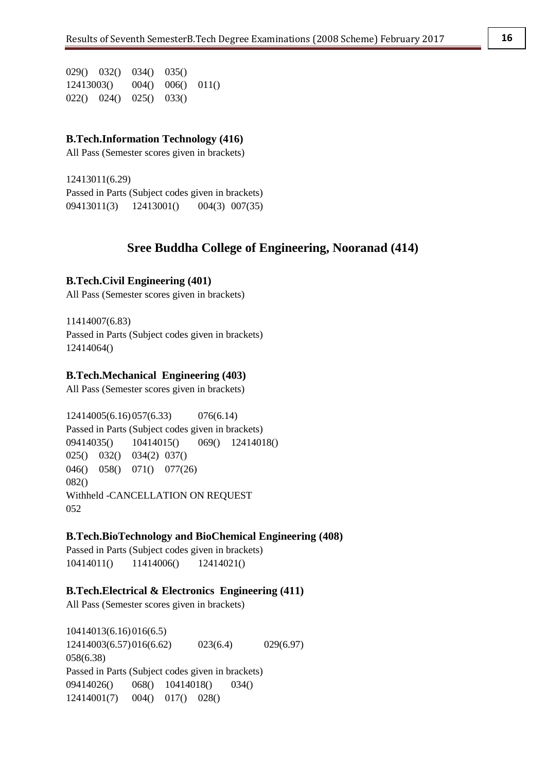029() 032() 034() 035()
12413003() 004() 006() 011()
022() 024() 025() 033()

**B.Tech.Information Technology (416)**

All Pass (Semester scores given in brackets)

12413011(6.29)

Passed in Parts (Subject codes given in brackets)

09413011(3) 12413001() 004(3) 007(35)

## Sree Buddha College of Engineering, Nooranad (414)

**B.Tech.Civil Engineering (401)**

All Pass (Semester scores given in brackets)

11414007(6.83)

Passed in Parts (Subject codes given in brackets)

12414064()

**B.Tech.Mechanical Engineering (403)**

All Pass (Semester scores given in brackets)

12414005(6.16) 057(6.33) 076(6.14)

Passed in Parts (Subject codes given in brackets)

09414035() 10414015() 069() 12414018()
025() 032() 034(2) 037()
046() 058() 071() 077(26)
082()

Withheld -CANCELLATION ON REQUEST

052

**B.Tech.BioTechnology and BioChemical Engineering (408)**

Passed in Parts (Subject codes given in brackets)

10414011() 11414006() 12414021()

**B.Tech.Electrical & Electronics Engineering (411)**

All Pass (Semester scores given in brackets)

10414013(6.16) 016(6.5)
12414003(6.57) 016(6.62) 023(6.4) 029(6.97)
058(6.38)

Passed in Parts (Subject codes given in brackets)

09414026() 068() 10414018() 034()
12414001(7) 004() 017() 028()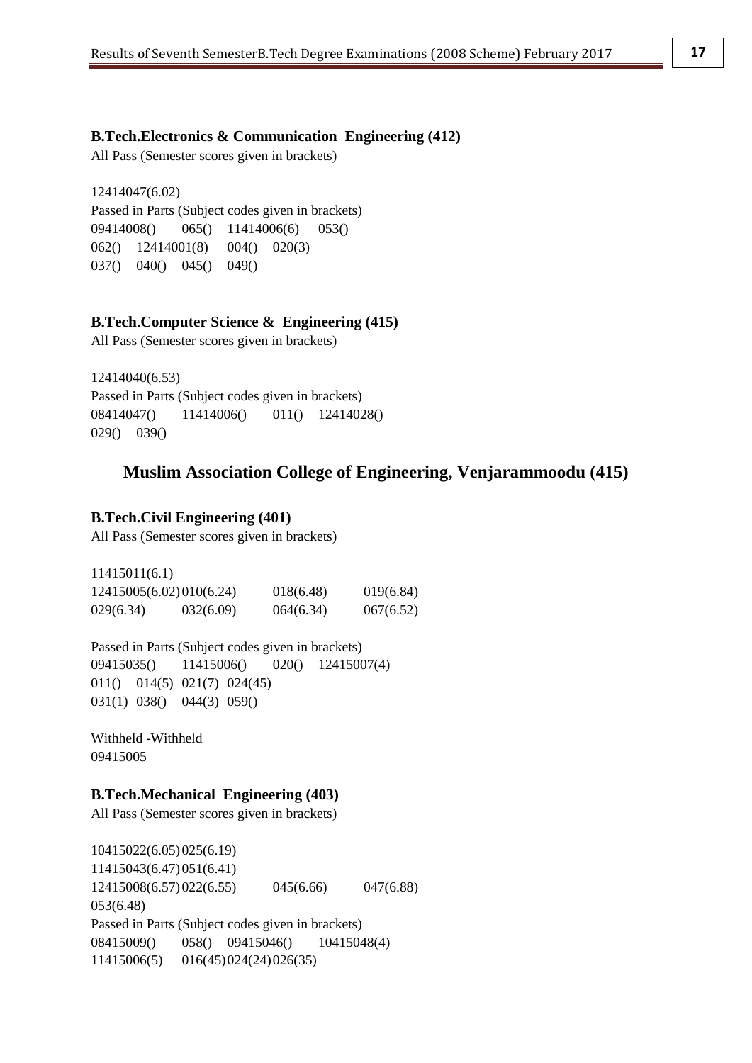**B.Tech.Electronics & Communication Engineering (412)**

All Pass (Semester scores given in brackets)

12414047(6.02)

Passed in Parts (Subject codes given in brackets)

09414008() 065() 11414006(6) 053()
062() 12414001(8) 004() 020(3)
037() 040() 045() 049()

**B.Tech.Computer Science & Engineering (415)**

All Pass (Semester scores given in brackets)

12414040(6.53)

Passed in Parts (Subject codes given in brackets)

08414047() 11414006() 011() 12414028()
029() 039()

## Muslim Association College of Engineering, Venjarammoodu (415)

**B.Tech.Civil Engineering (401)**

All Pass (Semester scores given in brackets)

11415011(6.1)
12415005(6.02) 010(6.24) 018(6.48) 019(6.84)
029(6.34) 032(6.09) 064(6.34) 067(6.52)

Passed in Parts (Subject codes given in brackets)

09415035() 11415006() 020() 12415007(4)
011() 014(5) 021(7) 024(45)
031(1) 038() 044(3) 059()

Withheld -Withheld

09415005

**B.Tech.Mechanical Engineering (403)**

All Pass (Semester scores given in brackets)

10415022(6.05) 025(6.19)
11415043(6.47) 051(6.41)
12415008(6.57) 022(6.55) 045(6.66) 047(6.88)
053(6.48)

Passed in Parts (Subject codes given in brackets)

08415009() 058() 09415046() 10415048(4)
11415006(5) 016(45) 024(24) 026(35)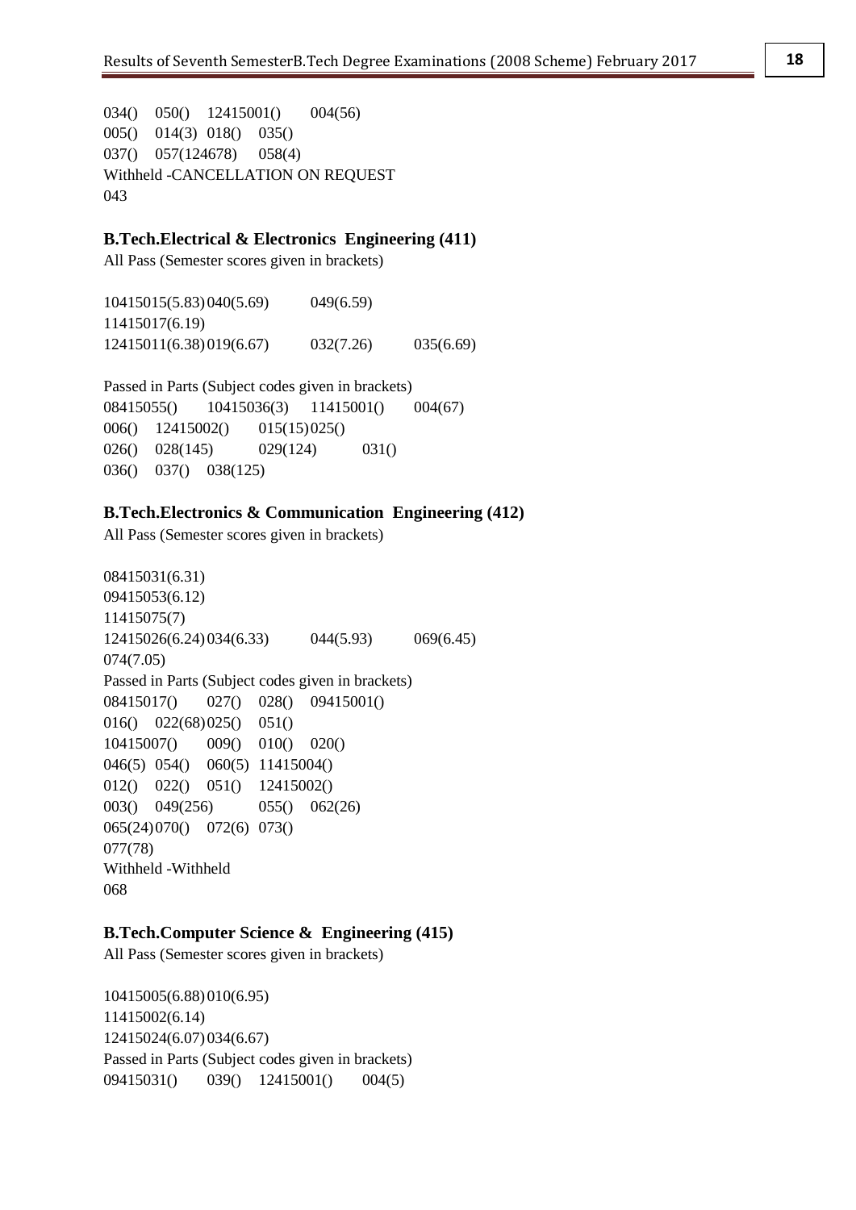034() 050() 12415001() 004(56)
005() 014(3) 018() 035()
037() 057(124678) 058(4)
Withheld -CANCELLATION ON REQUEST
043

### B.Tech.Electrical & Electronics Engineering (411)

All Pass (Semester scores given in brackets)

10415015(5.83) 040(5.69) 049(6.59)
11415017(6.19)
12415011(6.38) 019(6.67) 032(7.26) 035(6.69)

Passed in Parts (Subject codes given in brackets)
08415055() 10415036(3) 11415001() 004(67)
006() 12415002() 015(15) 025()
026() 028(145) 029(124) 031()
036() 037() 038(125)

### B.Tech.Electronics & Communication Engineering (412)

All Pass (Semester scores given in brackets)

08415031(6.31)
09415053(6.12)
11415075(7)
12415026(6.24) 034(6.33) 044(5.93) 069(6.45)
074(7.05)
Passed in Parts (Subject codes given in brackets)
08415017() 027() 028() 09415001()
016() 022(68) 025() 051()
10415007() 009() 010() 020()
046(5) 054() 060(5) 11415004()
012() 022() 051() 12415002()
003() 049(256) 055() 062(26)
065(24) 070() 072(6) 073()
077(78)
Withheld -Withheld
068

### B.Tech.Computer Science & Engineering (415)

All Pass (Semester scores given in brackets)

10415005(6.88) 010(6.95)
11415002(6.14)
12415024(6.07) 034(6.67)
Passed in Parts (Subject codes given in brackets)
09415031() 039() 12415001() 004(5)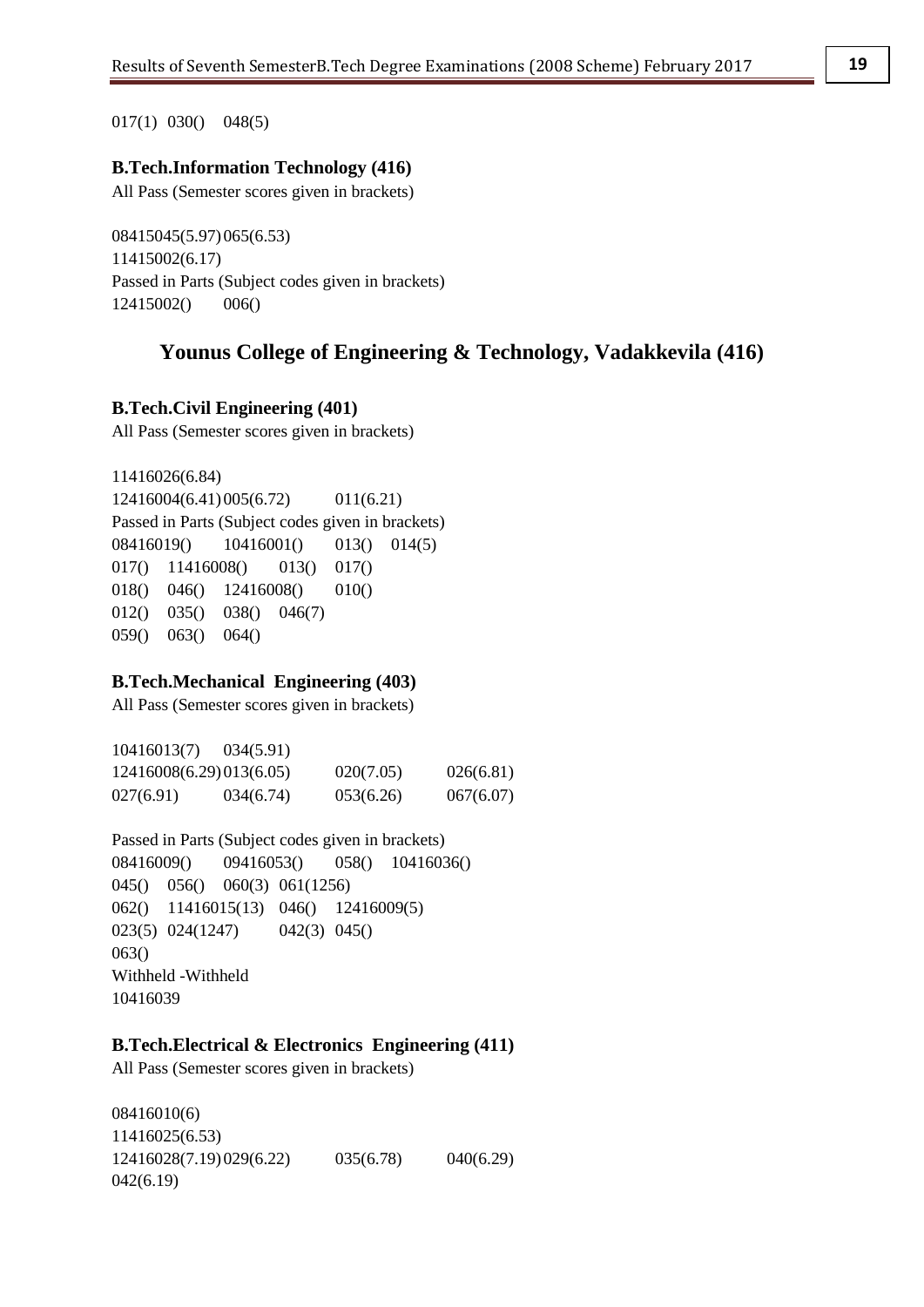017(1) 030() 048(5)

**B.Tech.Information Technology (416)**

All Pass (Semester scores given in brackets)

08415045(5.97) 065(6.53)
11415002(6.17)
Passed in Parts (Subject codes given in brackets)
12415002() 006()

## Younus College of Engineering & Technology, Vadakkevila (416)

**B.Tech.Civil Engineering (401)**

All Pass (Semester scores given in brackets)

11416026(6.84)
12416004(6.41) 005(6.72) 011(6.21)
Passed in Parts (Subject codes given in brackets)
08416019() 10416001() 013() 014(5)
017() 11416008() 013() 017()
018() 046() 12416008() 010()
012() 035() 038() 046(7)
059() 063() 064()

**B.Tech.Mechanical Engineering (403)**

All Pass (Semester scores given in brackets)

10416013(7) 034(5.91)
12416008(6.29) 013(6.05) 020(7.05) 026(6.81)
027(6.91) 034(6.74) 053(6.26) 067(6.07)

Passed in Parts (Subject codes given in brackets)
08416009() 09416053() 058() 10416036()
045() 056() 060(3) 061(1256)
062() 11416015(13) 046() 12416009(5)
023(5) 024(1247) 042(3) 045()
063()
Withheld -Withheld
10416039

**B.Tech.Electrical & Electronics Engineering (411)**

All Pass (Semester scores given in brackets)

08416010(6)
11416025(6.53)
12416028(7.19) 029(6.22) 035(6.78) 040(6.29)
042(6.19)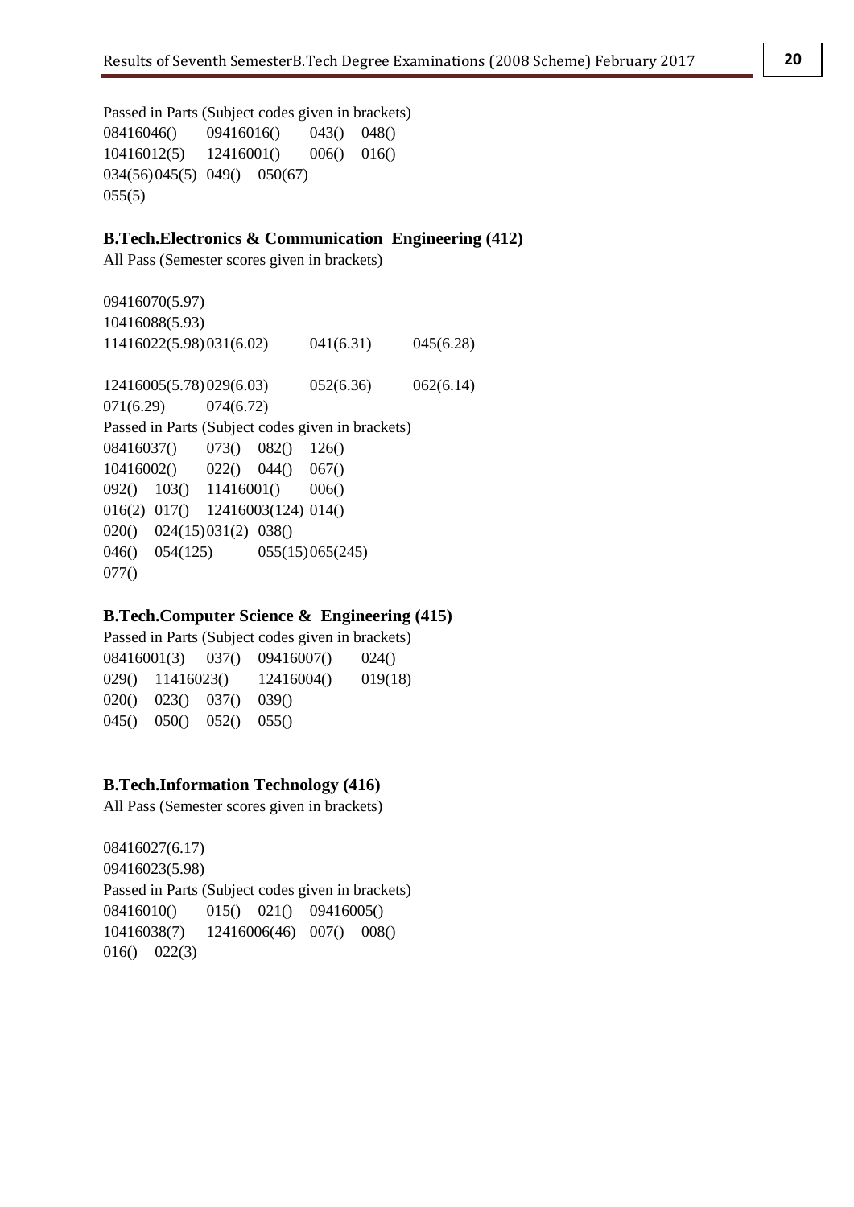Passed in Parts (Subject codes given in brackets)

08416046()    09416016()    043()    048()
10416012(5)    12416001()    006()    016()
034(56) 045(5)    049()    050(67)
055(5)

**B.Tech.Electronics & Communication Engineering (412)**

All Pass (Semester scores given in brackets)

09416070(5.97)
10416088(5.93)
11416022(5.98) 031(6.02)    041(6.31)    045(6.28)

12416005(5.78) 029(6.03)    052(6.36)    062(6.14)
071(6.29)    074(6.72)

Passed in Parts (Subject codes given in brackets)

08416037()    073()    082()    126()
10416002()    022()    044()    067()
092()    103()    11416001()    006()
016(2)    017()    12416003(124) 014()
020()    024(15) 031(2)    038()
046()    054(125)    055(15) 065(245)
077()

**B.Tech.Computer Science & Engineering (415)**

Passed in Parts (Subject codes given in brackets)

08416001(3)    037()    09416007()    024()
029()    11416023()    12416004()    019(18)
020()    023()    037()    039()
045()    050()    052()    055()

**B.Tech.Information Technology (416)**

All Pass (Semester scores given in brackets)

08416027(6.17)
09416023(5.98)

Passed in Parts (Subject codes given in brackets)

08416010()    015()    021()    09416005()
10416038(7)    12416006(46)    007()    008()
016()    022(3)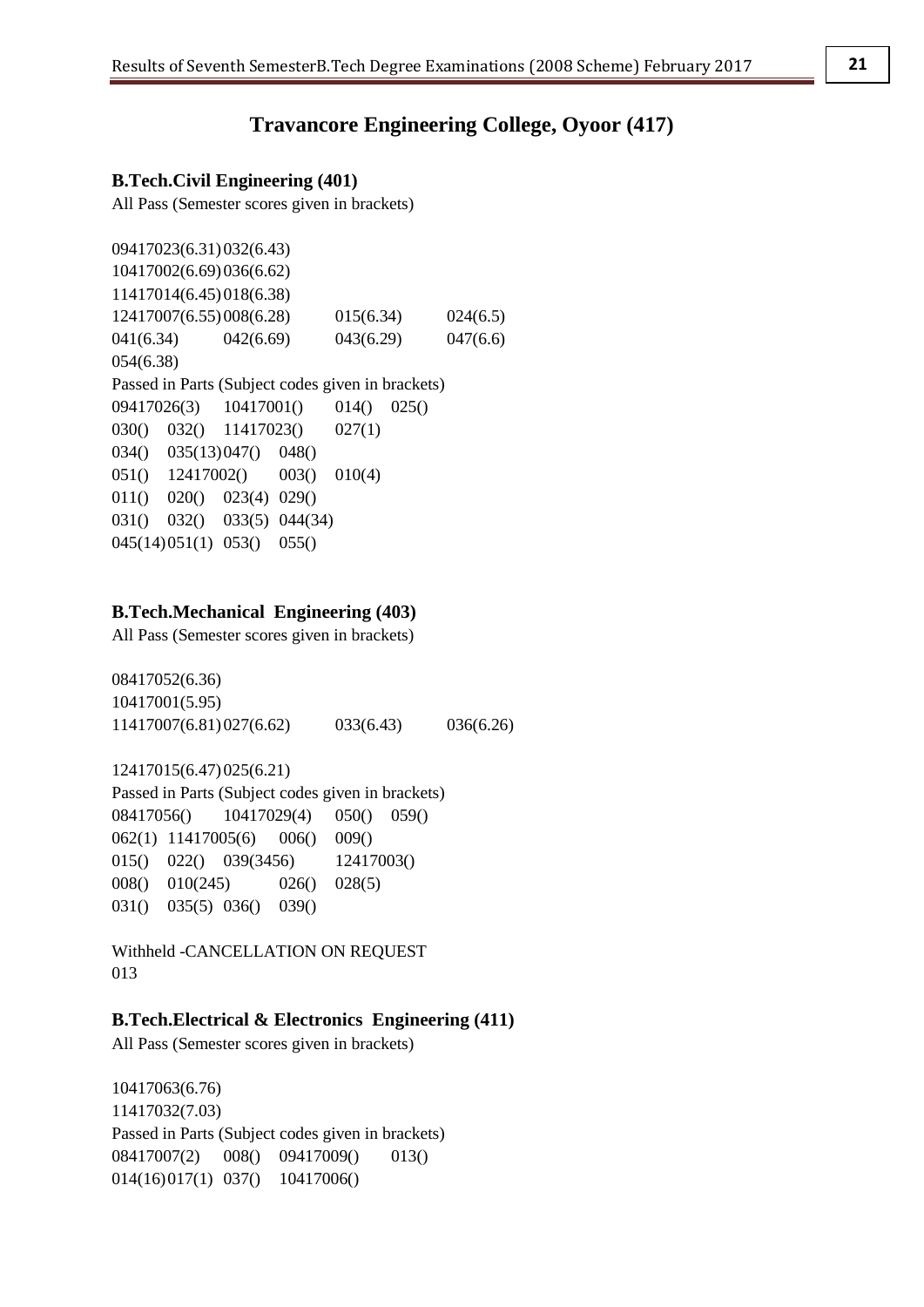## Travancore Engineering College, Oyoor (417)

### B.Tech.Civil Engineering (401)

All Pass (Semester scores given in brackets)

09417023(6.31) 032(6.43)
10417002(6.69) 036(6.62)
11417014(6.45) 018(6.38)
12417007(6.55) 008(6.28) 015(6.34) 024(6.5)
041(6.34) 042(6.69) 043(6.29) 047(6.6)
054(6.38)

Passed in Parts (Subject codes given in brackets)

09417026(3) 10417001() 014() 025()
030() 032() 11417023() 027(1)
034() 035(13) 047() 048()
051() 12417002() 003() 010(4)
011() 020() 023(4) 029()
031() 032() 033(5) 044(34)
045(14) 051(1) 053() 055()

### B.Tech.Mechanical Engineering (403)

All Pass (Semester scores given in brackets)

08417052(6.36)
10417001(5.95)
11417007(6.81) 027(6.62) 033(6.43) 036(6.26)

12417015(6.47) 025(6.21)

Passed in Parts (Subject codes given in brackets)

08417056() 10417029(4) 050() 059()
062(1) 11417005(6) 006() 009()
015() 022() 039(3456) 12417003()
008() 010(245) 026() 028(5)
031() 035(5) 036() 039()

Withheld -CANCELLATION ON REQUEST
013

### B.Tech.Electrical & Electronics Engineering (411)

All Pass (Semester scores given in brackets)

10417063(6.76)
11417032(7.03)

Passed in Parts (Subject codes given in brackets)

08417007(2) 008() 09417009() 013()
014(16) 017(1) 037() 10417006()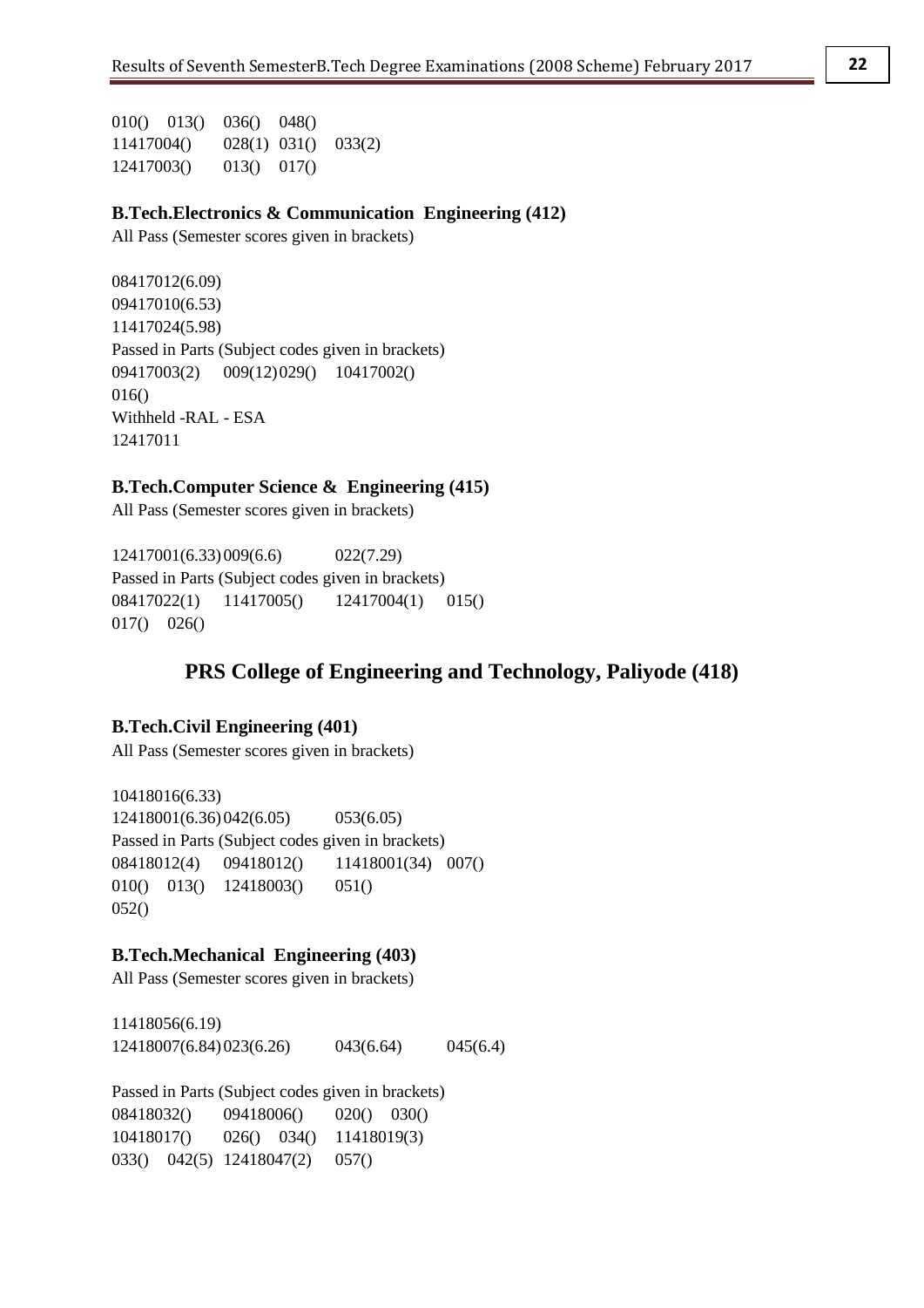010() 013() 036() 048()
11417004() 028(1) 031() 033(2)
12417003() 013() 017()

**B.Tech.Electronics & Communication Engineering (412)**

All Pass (Semester scores given in brackets)

08417012(6.09)
09417010(6.53)
11417024(5.98)
Passed in Parts (Subject codes given in brackets)
09417003(2) 009(12) 029() 10417002()
016()
Withheld -RAL - ESA
12417011

**B.Tech.Computer Science & Engineering (415)**

All Pass (Semester scores given in brackets)

12417001(6.33) 009(6.6) 022(7.29)
Passed in Parts (Subject codes given in brackets)
08417022(1) 11417005() 12417004(1) 015()
017() 026()

## PRS College of Engineering and Technology, Paliyode (418)

**B.Tech.Civil Engineering (401)**

All Pass (Semester scores given in brackets)

10418016(6.33)
12418001(6.36) 042(6.05) 053(6.05)
Passed in Parts (Subject codes given in brackets)
08418012(4) 09418012() 11418001(34) 007()
010() 013() 12418003() 051()
052()

**B.Tech.Mechanical Engineering (403)**

All Pass (Semester scores given in brackets)

11418056(6.19)
12418007(6.84) 023(6.26) 043(6.64) 045(6.4)

Passed in Parts (Subject codes given in brackets)
08418032() 09418006() 020() 030()
10418017() 026() 034() 11418019(3)
033() 042(5) 12418047(2) 057()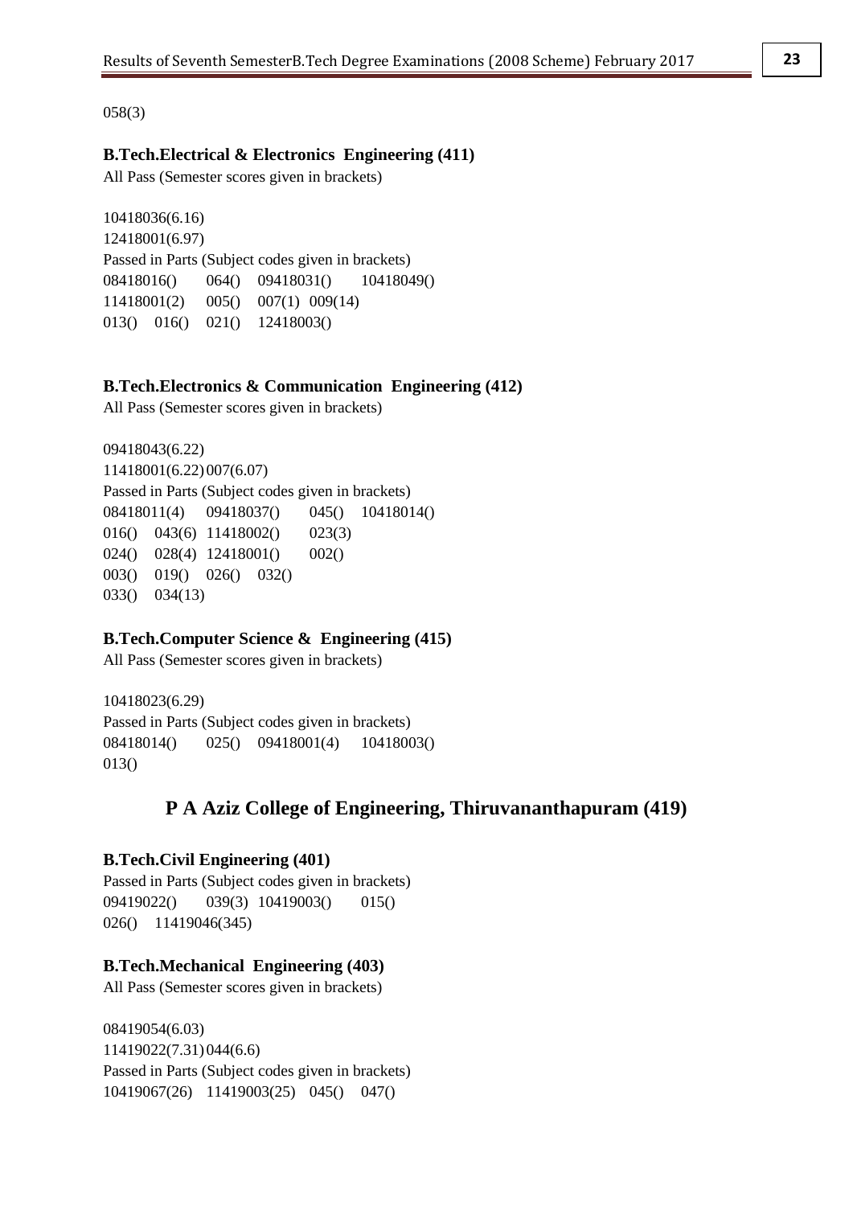058(3)

### B.Tech.Electrical & Electronics Engineering (411)

All Pass (Semester scores given in brackets)

10418036(6.16)
12418001(6.97)

Passed in Parts (Subject codes given in brackets)

08418016() 064() 09418031() 10418049()
11418001(2) 005() 007(1) 009(14)
013() 016() 021() 12418003()

### B.Tech.Electronics & Communication Engineering (412)

All Pass (Semester scores given in brackets)

09418043(6.22)
11418001(6.22) 007(6.07)

Passed in Parts (Subject codes given in brackets)

08418011(4) 09418037() 045() 10418014()
016() 043(6) 11418002() 023(3)
024() 028(4) 12418001() 002()
003() 019() 026() 032()
033() 034(13)

### B.Tech.Computer Science & Engineering (415)

All Pass (Semester scores given in brackets)

10418023(6.29)

Passed in Parts (Subject codes given in brackets)

08418014() 025() 09418001(4) 10418003()
013()

## P A Aziz College of Engineering, Thiruvananthapuram (419)

### B.Tech.Civil Engineering (401)

Passed in Parts (Subject codes given in brackets)

09419022() 039(3) 10419003() 015()
026() 11419046(345)

### B.Tech.Mechanical Engineering (403)

All Pass (Semester scores given in brackets)

08419054(6.03)
11419022(7.31) 044(6.6)

Passed in Parts (Subject codes given in brackets)

10419067(26) 11419003(25) 045() 047()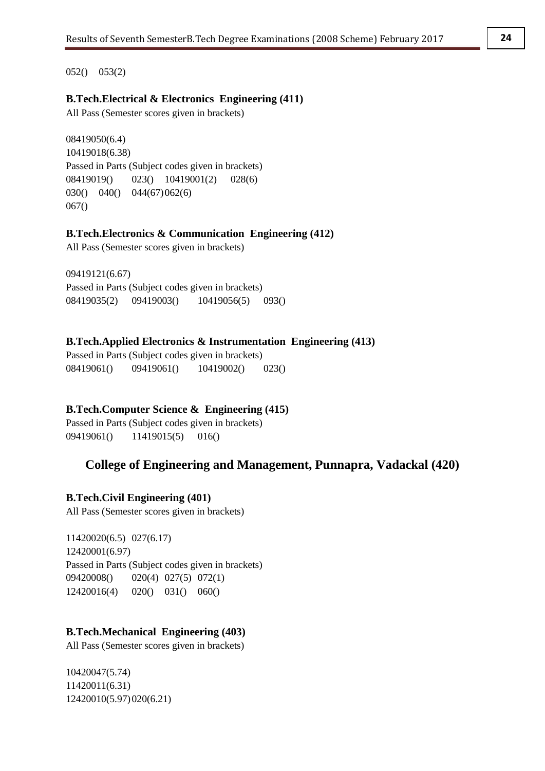052()   053(2)

### B.Tech.Electrical & Electronics Engineering (411)

All Pass (Semester scores given in brackets)

08419050(6.4)
10419018(6.38)
Passed in Parts (Subject codes given in brackets)
08419019()   023()   10419001(2)   028(6)
030()   040()   044(67) 062(6)
067()

### B.Tech.Electronics & Communication Engineering (412)

All Pass (Semester scores given in brackets)

09419121(6.67)
Passed in Parts (Subject codes given in brackets)
08419035(2)   09419003()   10419056(5)   093()

### B.Tech.Applied Electronics & Instrumentation Engineering (413)

Passed in Parts (Subject codes given in brackets)
08419061()   09419061()   10419002()   023()

### B.Tech.Computer Science & Engineering (415)

Passed in Parts (Subject codes given in brackets)
09419061()   11419015(5)   016()

## College of Engineering and Management, Punnapra, Vadackal (420)

### B.Tech.Civil Engineering (401)

All Pass (Semester scores given in brackets)

11420020(6.5)   027(6.17)
12420001(6.97)
Passed in Parts (Subject codes given in brackets)
09420008()   020(4)   027(5)   072(1)
12420016(4)   020()   031()   060()

### B.Tech.Mechanical Engineering (403)

All Pass (Semester scores given in brackets)

10420047(5.74)
11420011(6.31)
12420010(5.97) 020(6.21)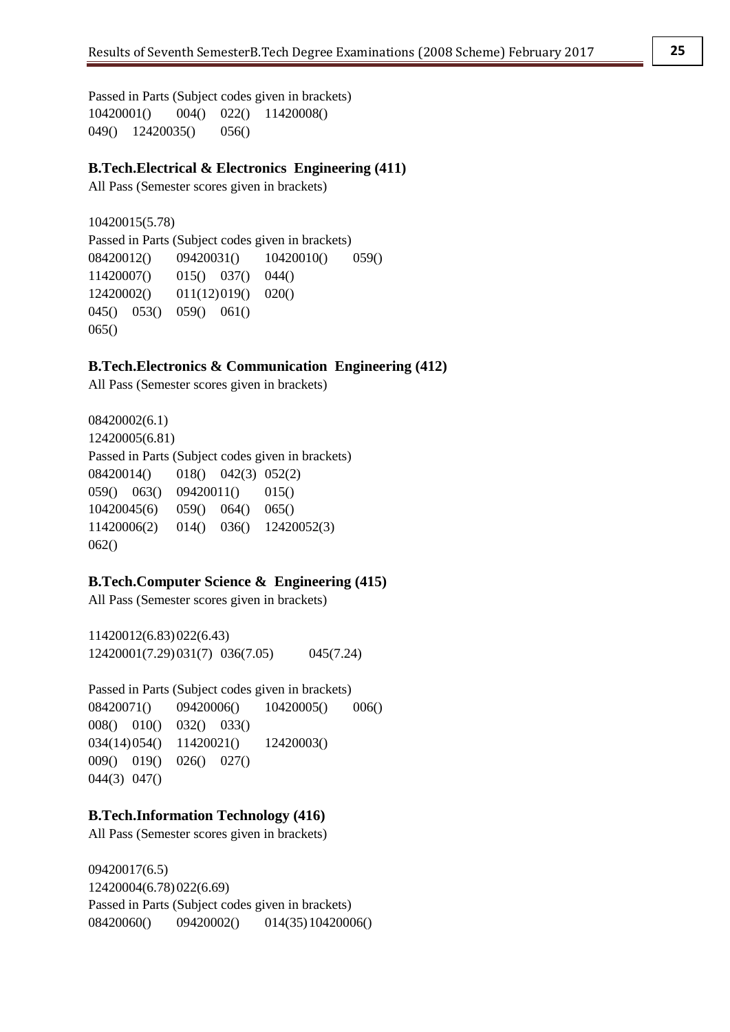Passed in Parts (Subject codes given in brackets)
10420001() 004() 022() 11420008()
049() 12420035() 056()

### B.Tech.Electrical & Electronics Engineering (411)

All Pass (Semester scores given in brackets)

10420015(5.78)
Passed in Parts (Subject codes given in brackets)
08420012() 09420031() 10420010() 059()
11420007() 015() 037() 044()
12420002() 011(12) 019() 020()
045() 053() 059() 061()
065()

### B.Tech.Electronics & Communication Engineering (412)

All Pass (Semester scores given in brackets)

08420002(6.1)
12420005(6.81)
Passed in Parts (Subject codes given in brackets)
08420014() 018() 042(3) 052(2)
059() 063() 09420011() 015()
10420045(6) 059() 064() 065()
11420006(2) 014() 036() 12420052(3)
062()

### B.Tech.Computer Science & Engineering (415)

All Pass (Semester scores given in brackets)

11420012(6.83) 022(6.43)
12420001(7.29) 031(7) 036(7.05) 045(7.24)

Passed in Parts (Subject codes given in brackets)
08420071() 09420006() 10420005() 006()
008() 010() 032() 033()
034(14) 054() 11420021() 12420003()
009() 019() 026() 027()
044(3) 047()

### B.Tech.Information Technology (416)

All Pass (Semester scores given in brackets)

09420017(6.5)
12420004(6.78) 022(6.69)
Passed in Parts (Subject codes given in brackets)
08420060() 09420002() 014(35) 10420006()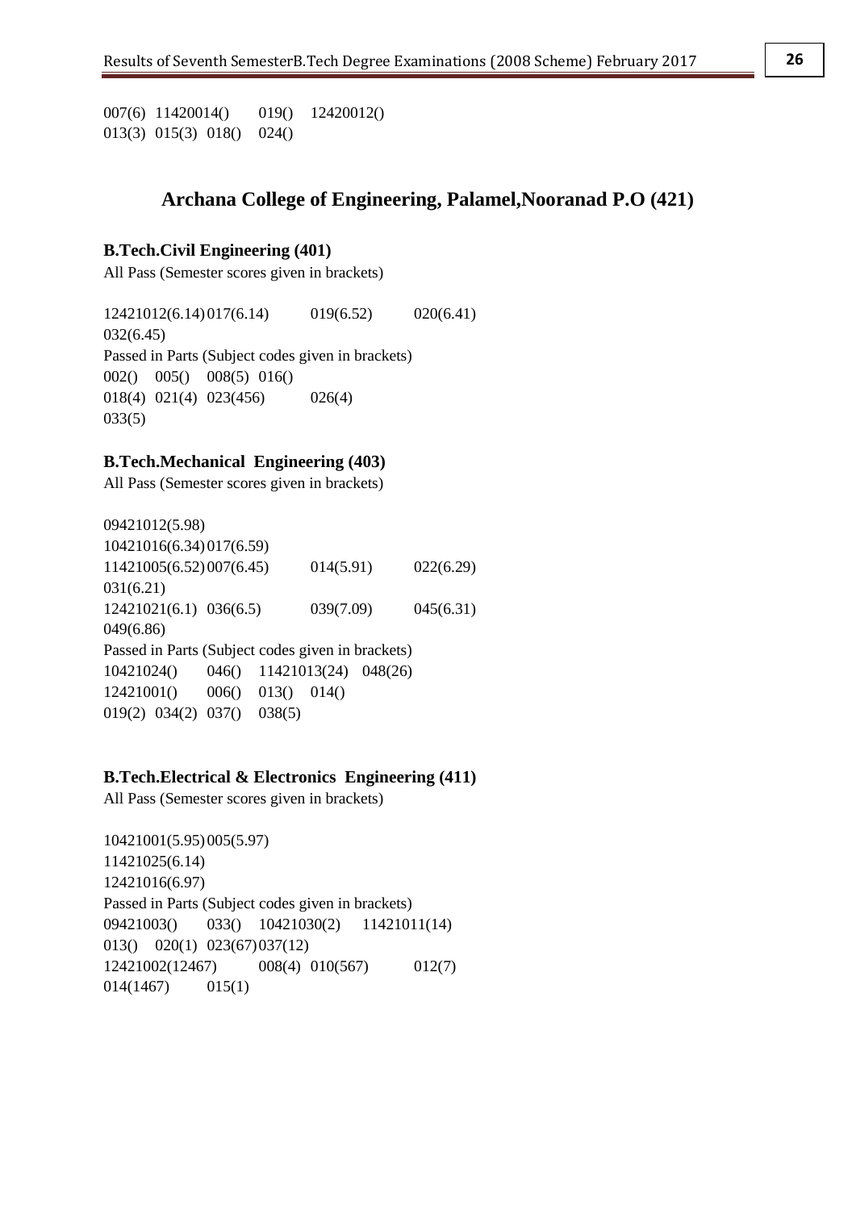007(6) 11420014() 019() 12420012()
013(3) 015(3) 018() 024()

## Archana College of Engineering, Palamel,Nooranad P.O (421)

### B.Tech.Civil Engineering (401)

All Pass (Semester scores given in brackets)

12421012(6.14) 017(6.14) 019(6.52) 020(6.41)
032(6.45)

Passed in Parts (Subject codes given in brackets)

002() 005() 008(5) 016()
018(4) 021(4) 023(456) 026(4)
033(5)

### B.Tech.Mechanical Engineering (403)

All Pass (Semester scores given in brackets)

09421012(5.98)
10421016(6.34) 017(6.59)
11421005(6.52) 007(6.45) 014(5.91) 022(6.29)
031(6.21)
12421021(6.1) 036(6.5) 039(7.09) 045(6.31)
049(6.86)

Passed in Parts (Subject codes given in brackets)

10421024() 046() 11421013(24) 048(26)
12421001() 006() 013() 014()
019(2) 034(2) 037() 038(5)

### B.Tech.Electrical & Electronics Engineering (411)

All Pass (Semester scores given in brackets)

10421001(5.95) 005(5.97)
11421025(6.14)
12421016(6.97)

Passed in Parts (Subject codes given in brackets)

09421003() 033() 10421030(2) 11421011(14)
013() 020(1) 023(67) 037(12)
12421002(12467) 008(4) 010(567) 012(7)
014(1467) 015(1)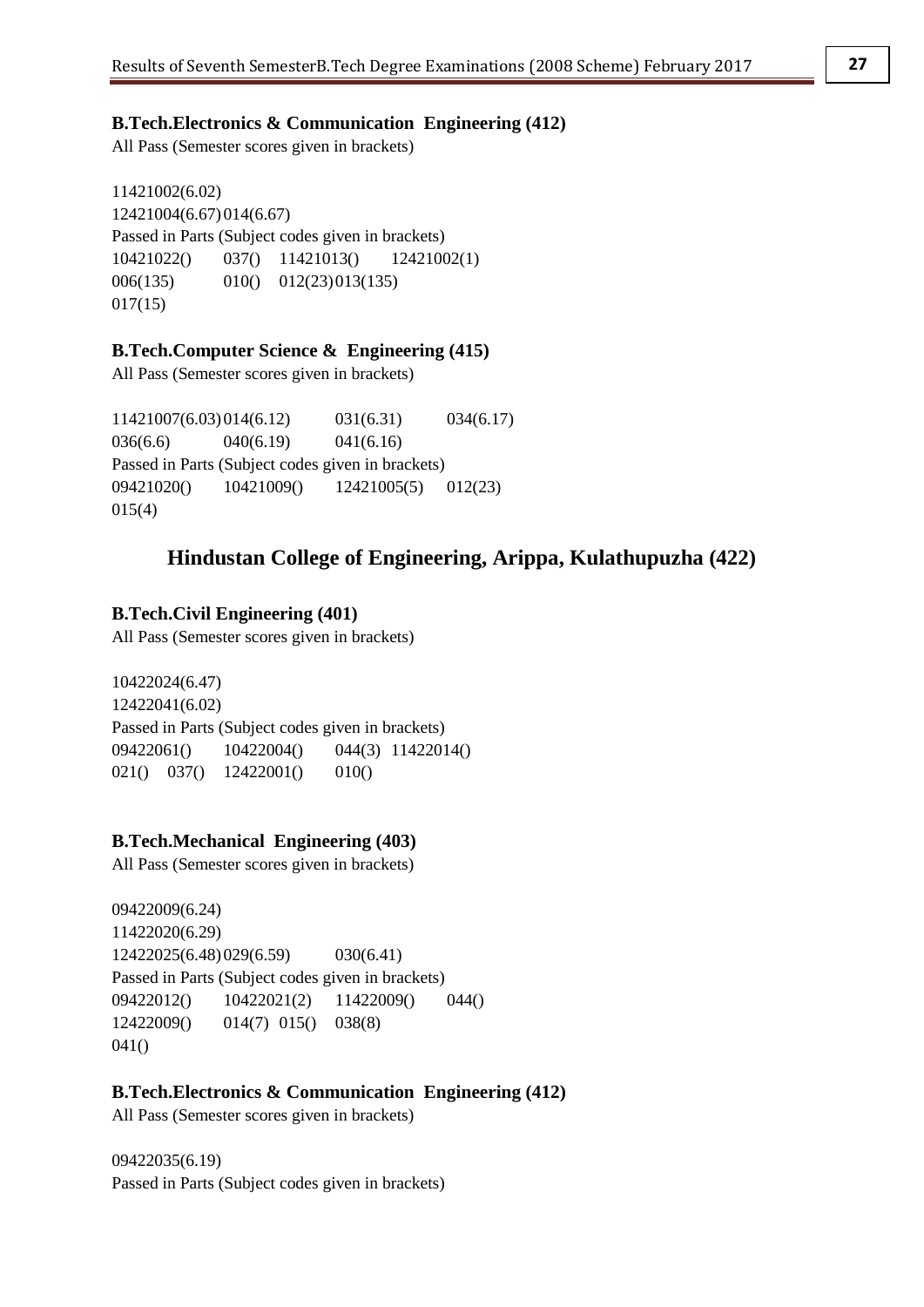**B.Tech.Electronics & Communication Engineering (412)**

All Pass (Semester scores given in brackets)

11421002(6.02)
12421004(6.67) 014(6.67)

Passed in Parts (Subject codes given in brackets)

10421022() 037() 11421013() 12421002(1)
006(135) 010() 012(23) 013(135)
017(15)

**B.Tech.Computer Science & Engineering (415)**

All Pass (Semester scores given in brackets)

11421007(6.03) 014(6.12) 031(6.31) 034(6.17)
036(6.6) 040(6.19) 041(6.16)

Passed in Parts (Subject codes given in brackets)

09421020() 10421009() 12421005(5) 012(23)
015(4)

## Hindustan College of Engineering, Arippa, Kulathupuzha (422)

**B.Tech.Civil Engineering (401)**

All Pass (Semester scores given in brackets)

10422024(6.47)
12422041(6.02)

Passed in Parts (Subject codes given in brackets)

09422061() 10422004() 044(3) 11422014()
021() 037() 12422001() 010()

**B.Tech.Mechanical Engineering (403)**

All Pass (Semester scores given in brackets)

09422009(6.24)
11422020(6.29)
12422025(6.48) 029(6.59) 030(6.41)

Passed in Parts (Subject codes given in brackets)

09422012() 10422021(2) 11422009() 044()
12422009() 014(7) 015() 038(8)
041()

**B.Tech.Electronics & Communication Engineering (412)**

All Pass (Semester scores given in brackets)

09422035(6.19)

Passed in Parts (Subject codes given in brackets)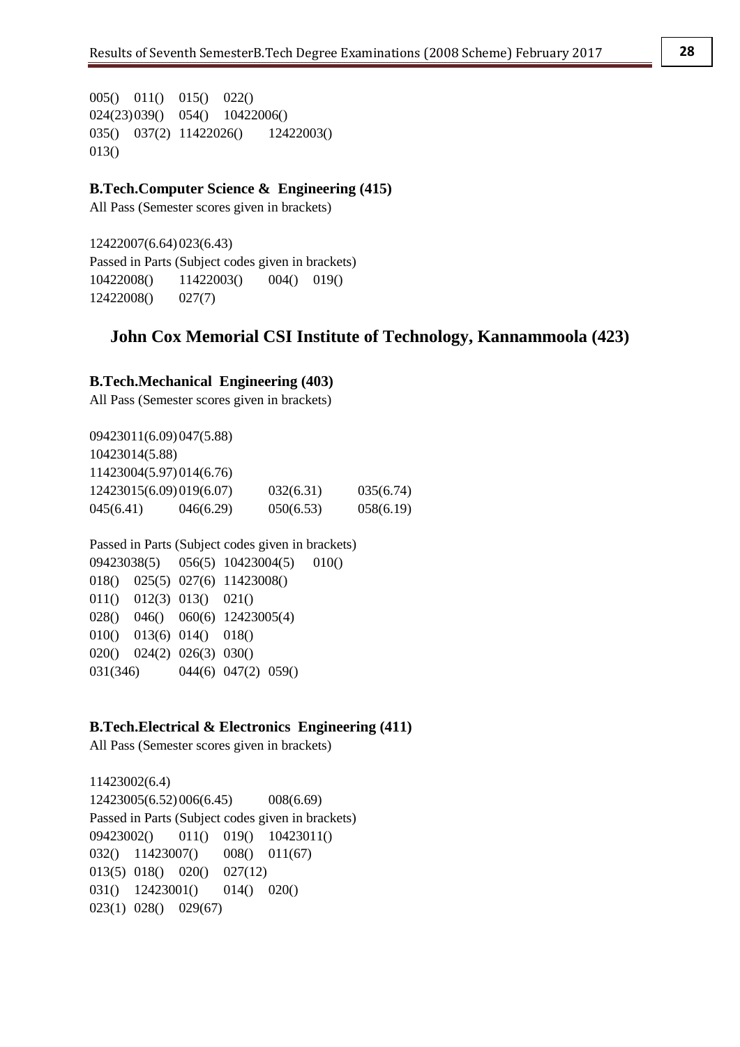005() 011() 015() 022()
024(23) 039() 054() 10422006()
035() 037(2) 11422026() 12422003()
013()

**B.Tech.Computer Science & Engineering (415)**

All Pass (Semester scores given in brackets)

12422007(6.64) 023(6.43)
Passed in Parts (Subject codes given in brackets)
10422008() 11422003() 004() 019()
12422008() 027(7)

## John Cox Memorial CSI Institute of Technology, Kannammoola (423)

**B.Tech.Mechanical Engineering (403)**

All Pass (Semester scores given in brackets)

09423011(6.09) 047(5.88)
10423014(5.88)
11423004(5.97) 014(6.76)
12423015(6.09) 019(6.07) 032(6.31) 035(6.74)
045(6.41) 046(6.29) 050(6.53) 058(6.19)

Passed in Parts (Subject codes given in brackets)
09423038(5) 056(5) 10423004(5) 010()
018() 025(5) 027(6) 11423008()
011() 012(3) 013() 021()
028() 046() 060(6) 12423005(4)
010() 013(6) 014() 018()
020() 024(2) 026(3) 030()
031(346) 044(6) 047(2) 059()

**B.Tech.Electrical & Electronics Engineering (411)**

All Pass (Semester scores given in brackets)

11423002(6.4)
12423005(6.52) 006(6.45) 008(6.69)
Passed in Parts (Subject codes given in brackets)
09423002() 011() 019() 10423011()
032() 11423007() 008() 011(67)
013(5) 018() 020() 027(12)
031() 12423001() 014() 020()
023(1) 028() 029(67)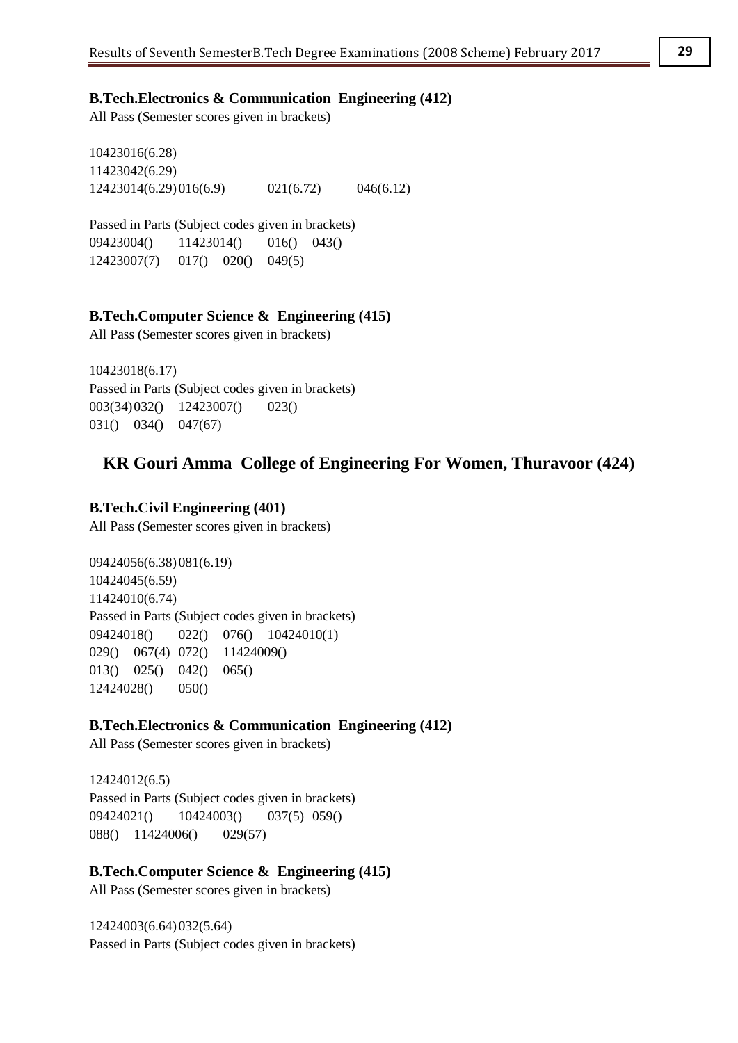### B.Tech.Electronics & Communication Engineering (412)

All Pass (Semester scores given in brackets)

10423016(6.28)
11423042(6.29)
12423014(6.29) 016(6.9) 021(6.72) 046(6.12)

Passed in Parts (Subject codes given in brackets)
09423004() 11423014() 016() 043()
12423007(7) 017() 020() 049(5)

### B.Tech.Computer Science & Engineering (415)

All Pass (Semester scores given in brackets)

10423018(6.17)
Passed in Parts (Subject codes given in brackets)
003(34) 032() 12423007() 023()
031() 034() 047(67)

## KR Gouri Amma College of Engineering For Women, Thuravoor (424)

### B.Tech.Civil Engineering (401)

All Pass (Semester scores given in brackets)

09424056(6.38) 081(6.19)
10424045(6.59)
11424010(6.74)
Passed in Parts (Subject codes given in brackets)
09424018() 022() 076() 10424010(1)
029() 067(4) 072() 11424009()
013() 025() 042() 065()
12424028() 050()

### B.Tech.Electronics & Communication Engineering (412)

All Pass (Semester scores given in brackets)

12424012(6.5)
Passed in Parts (Subject codes given in brackets)
09424021() 10424003() 037(5) 059()
088() 11424006() 029(57)

### B.Tech.Computer Science & Engineering (415)

All Pass (Semester scores given in brackets)

12424003(6.64) 032(5.64)
Passed in Parts (Subject codes given in brackets)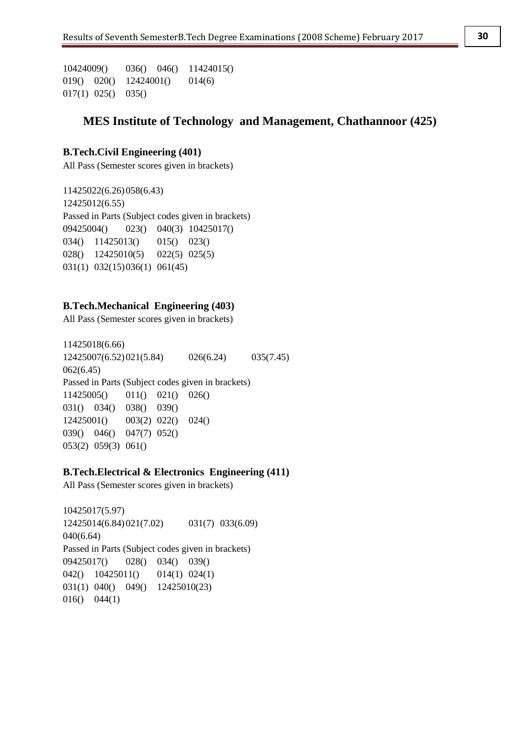10424009()  036()  046()  11424015()
019()  020()  12424001()  014(6)
017(1)  025()  035()

## MES Institute of Technology and Management, Chathannoor (425)

### B.Tech.Civil Engineering (401)

All Pass (Semester scores given in brackets)

11425022(6.26) 058(6.43)
12425012(6.55)

Passed in Parts (Subject codes given in brackets)

09425004()  023()  040(3)  10425017()
034()  11425013()  015()  023()
028()  12425010(5)  022(5)  025(5)
031(1)  032(15) 036(1)  061(45)

### B.Tech.Mechanical Engineering (403)

All Pass (Semester scores given in brackets)

11425018(6.66)
12425007(6.52) 021(5.84)  026(6.24)  035(7.45)
062(6.45)

Passed in Parts (Subject codes given in brackets)

11425005()  011()  021()  026()
031()  034()  038()  039()
12425001()  003(2)  022()  024()
039()  046()  047(7)  052()
053(2)  059(3)  061()

### B.Tech.Electrical & Electronics Engineering (411)

All Pass (Semester scores given in brackets)

10425017(5.97)
12425014(6.84) 021(7.02)  031(7)  033(6.09)
040(6.64)

Passed in Parts (Subject codes given in brackets)

09425017()  028()  034()  039()
042()  10425011()  014(1)  024(1)
031(1)  040()  049()  12425010(23)
016()  044(1)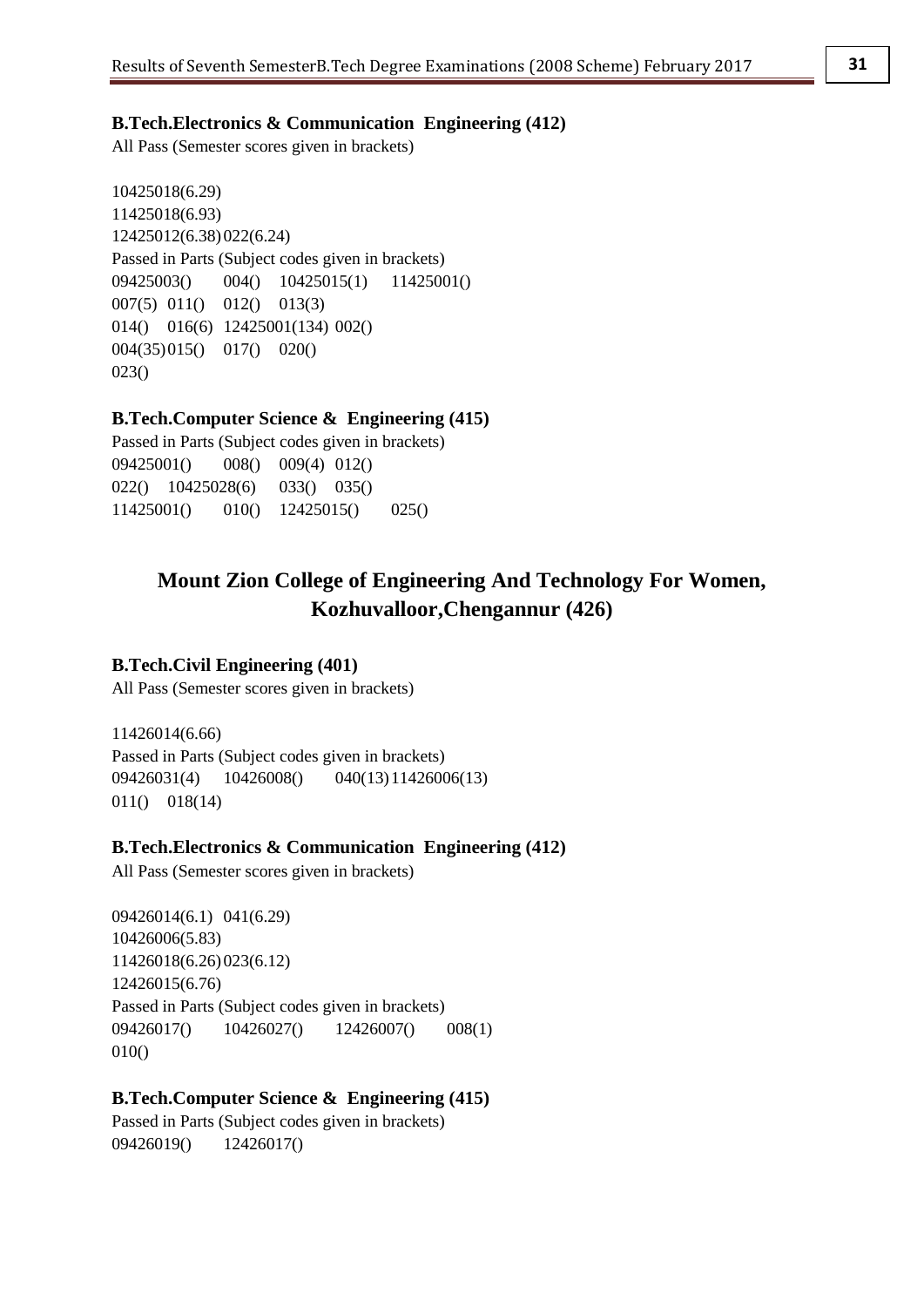**B.Tech.Electronics & Communication Engineering (412)**

All Pass (Semester scores given in brackets)

10425018(6.29)
11425018(6.93)
12425012(6.38) 022(6.24)

Passed in Parts (Subject codes given in brackets)

09425003() 004() 10425015(1) 11425001()
007(5) 011() 012() 013(3)
014() 016(6) 12425001(134) 002()
004(35) 015() 017() 020()
023()

**B.Tech.Computer Science & Engineering (415)**

Passed in Parts (Subject codes given in brackets)

09425001() 008() 009(4) 012()
022() 10425028(6) 033() 035()
11425001() 010() 12425015() 025()

## Mount Zion College of Engineering And Technology For Women, Kozhuvalloor,Chengannur (426)

**B.Tech.Civil Engineering (401)**

All Pass (Semester scores given in brackets)

11426014(6.66)

Passed in Parts (Subject codes given in brackets)

09426031(4) 10426008() 040(13) 11426006(13)
011() 018(14)

**B.Tech.Electronics & Communication Engineering (412)**

All Pass (Semester scores given in brackets)

09426014(6.1) 041(6.29)
10426006(5.83)
11426018(6.26) 023(6.12)
12426015(6.76)

Passed in Parts (Subject codes given in brackets)

09426017() 10426027() 12426007() 008(1)
010()

**B.Tech.Computer Science & Engineering (415)**

Passed in Parts (Subject codes given in brackets)

09426019() 12426017()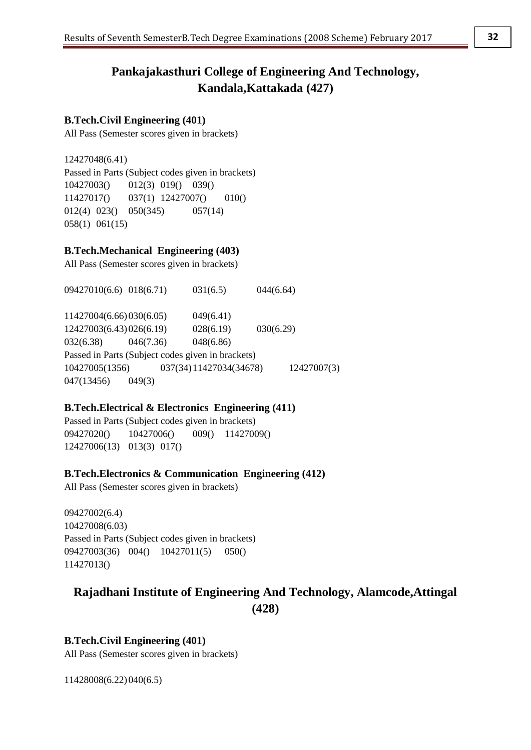## Pankajakasthuri College of Engineering And Technology, Kandala,Kattakada (427)

### B.Tech.Civil Engineering (401)

All Pass (Semester scores given in brackets)

12427048(6.41)

Passed in Parts (Subject codes given in brackets)

10427003() 012(3) 019() 039()
11427017() 037(1) 12427007() 010()
012(4) 023() 050(345) 057(14)
058(1) 061(15)

### B.Tech.Mechanical Engineering (403)

All Pass (Semester scores given in brackets)

09427010(6.6) 018(6.71) 031(6.5) 044(6.64)

11427004(6.66) 030(6.05) 049(6.41)
12427003(6.43) 026(6.19) 028(6.19) 030(6.29)
032(6.38) 046(7.36) 048(6.86)

Passed in Parts (Subject codes given in brackets)

10427005(1356) 037(34) 11427034(34678) 12427007(3)
047(13456) 049(3)

### B.Tech.Electrical & Electronics Engineering (411)

Passed in Parts (Subject codes given in brackets)

09427020() 10427006() 009() 11427009()
12427006(13) 013(3) 017()

### B.Tech.Electronics & Communication Engineering (412)

All Pass (Semester scores given in brackets)

09427002(6.4)
10427008(6.03)

Passed in Parts (Subject codes given in brackets)

09427003(36) 004() 10427011(5) 050()
11427013()

## Rajadhani Institute of Engineering And Technology, Alamcode,Attingal (428)

### B.Tech.Civil Engineering (401)

All Pass (Semester scores given in brackets)

11428008(6.22) 040(6.5)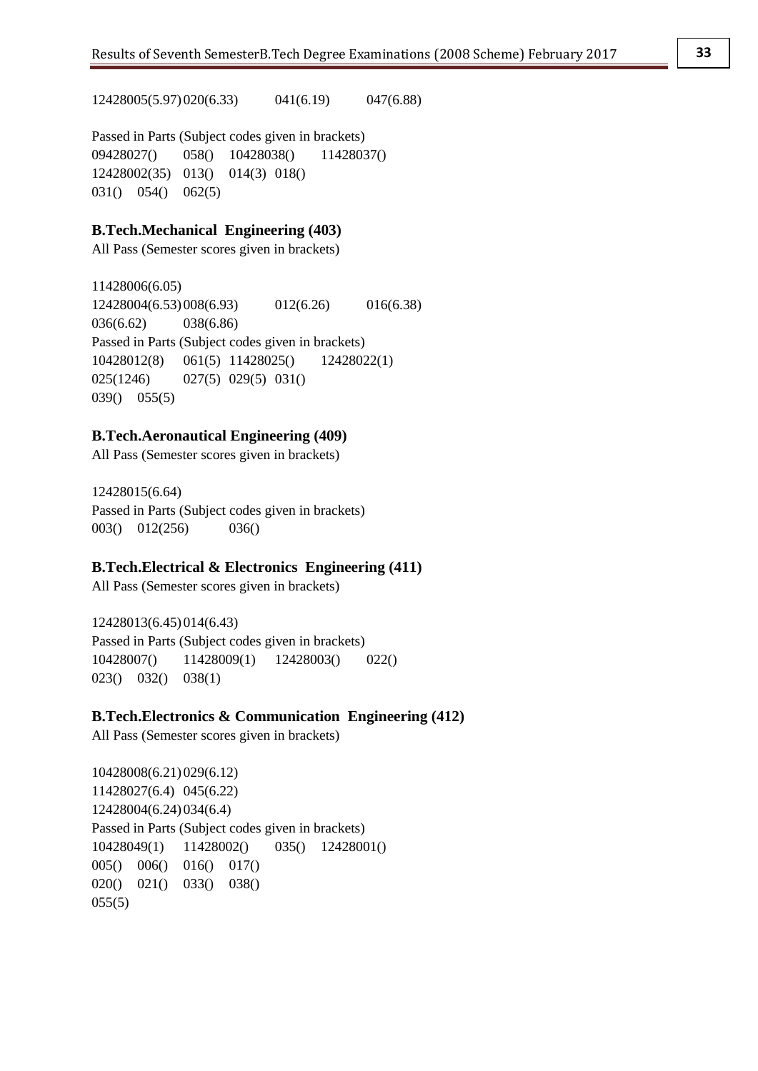12428005(5.97) 020(6.33) 041(6.19) 047(6.88)

Passed in Parts (Subject codes given in brackets)
09428027() 058() 10428038() 11428037()
12428002(35) 013() 014(3) 018()
031() 054() 062(5)

**B.Tech.Mechanical Engineering (403)**
All Pass (Semester scores given in brackets)

11428006(6.05)
12428004(6.53) 008(6.93) 012(6.26) 016(6.38)
036(6.62) 038(6.86)
Passed in Parts (Subject codes given in brackets)
10428012(8) 061(5) 11428025() 12428022(1)
025(1246) 027(5) 029(5) 031()
039() 055(5)

**B.Tech.Aeronautical Engineering (409)**
All Pass (Semester scores given in brackets)

12428015(6.64)
Passed in Parts (Subject codes given in brackets)
003() 012(256) 036()

**B.Tech.Electrical & Electronics Engineering (411)**
All Pass (Semester scores given in brackets)

12428013(6.45) 014(6.43)
Passed in Parts (Subject codes given in brackets)
10428007() 11428009(1) 12428003() 022()
023() 032() 038(1)

**B.Tech.Electronics & Communication Engineering (412)**
All Pass (Semester scores given in brackets)

10428008(6.21) 029(6.12)
11428027(6.4) 045(6.22)
12428004(6.24) 034(6.4)
Passed in Parts (Subject codes given in brackets)
10428049(1) 11428002() 035() 12428001()
005() 006() 016() 017()
020() 021() 033() 038()
055(5)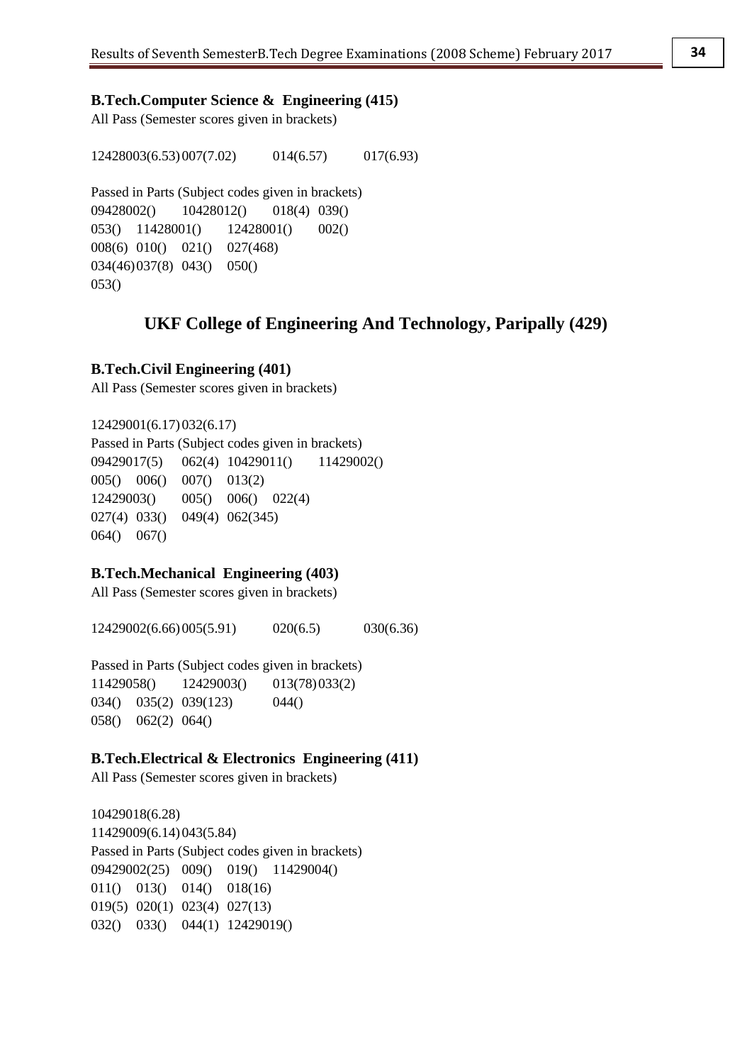**B.Tech.Computer Science & Engineering (415)**

All Pass (Semester scores given in brackets)

12428003(6.53) 007(7.02) 014(6.57) 017(6.93)

Passed in Parts (Subject codes given in brackets)

09428002() 10428012() 018(4) 039()
053() 11428001() 12428001() 002()
008(6) 010() 021() 027(468)
034(46) 037(8) 043() 050()
053()

## UKF College of Engineering And Technology, Paripally (429)

**B.Tech.Civil Engineering (401)**

All Pass (Semester scores given in brackets)

12429001(6.17) 032(6.17)

Passed in Parts (Subject codes given in brackets)

09429017(5) 062(4) 10429011() 11429002()
005() 006() 007() 013(2)
12429003() 005() 006() 022(4)
027(4) 033() 049(4) 062(345)
064() 067()

**B.Tech.Mechanical Engineering (403)**

All Pass (Semester scores given in brackets)

12429002(6.66) 005(5.91) 020(6.5) 030(6.36)

Passed in Parts (Subject codes given in brackets)

11429058() 12429003() 013(78) 033(2)
034() 035(2) 039(123) 044()
058() 062(2) 064()

**B.Tech.Electrical & Electronics Engineering (411)**

All Pass (Semester scores given in brackets)

10429018(6.28)
11429009(6.14) 043(5.84)

Passed in Parts (Subject codes given in brackets)

09429002(25) 009() 019() 11429004()
011() 013() 014() 018(16)
019(5) 020(1) 023(4) 027(13)
032() 033() 044(1) 12429019()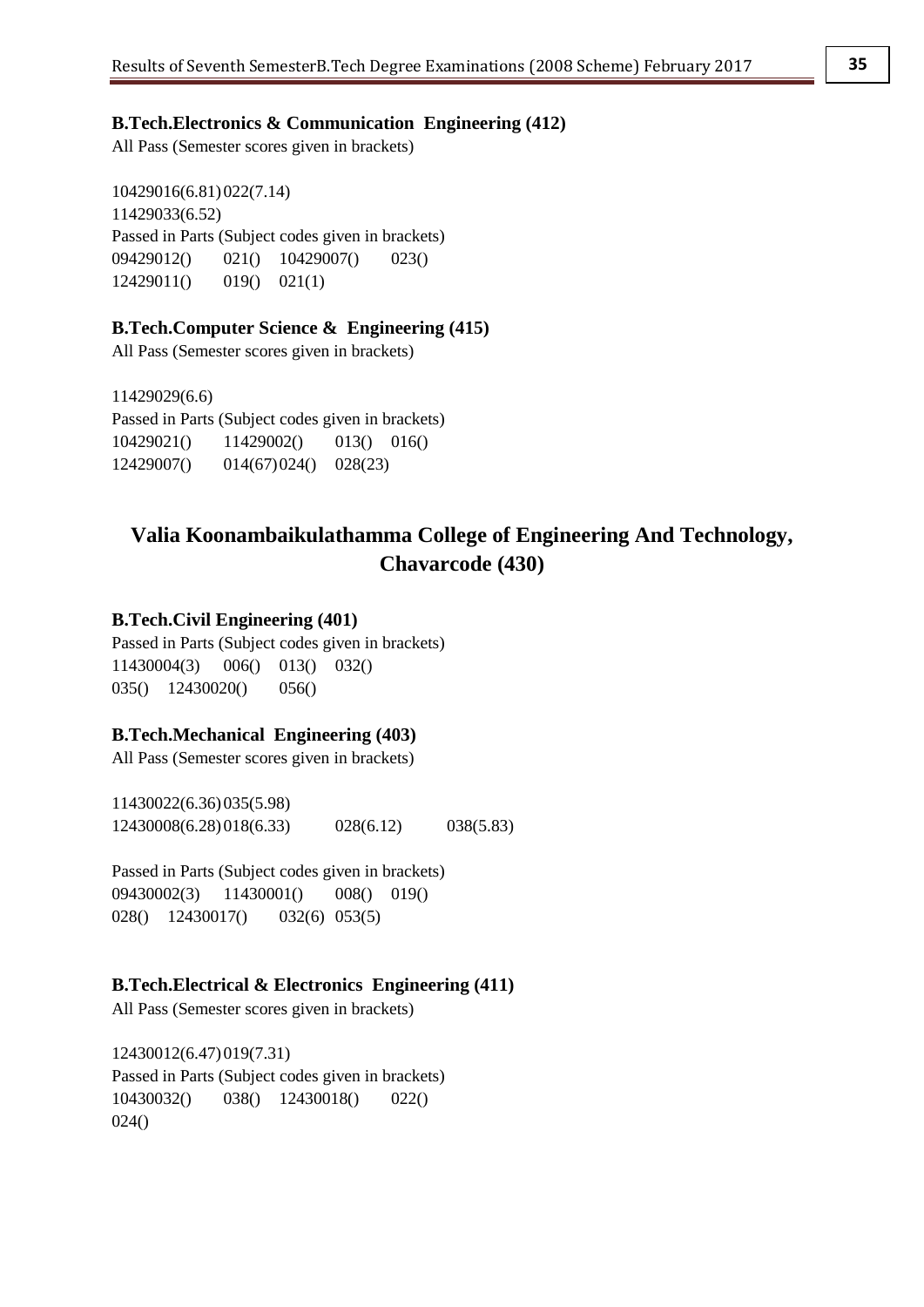**B.Tech.Electronics & Communication Engineering (412)**

All Pass (Semester scores given in brackets)

10429016(6.81) 022(7.14)
11429033(6.52)

Passed in Parts (Subject codes given in brackets)

09429012() 021() 10429007() 023()
12429011() 019() 021(1)

**B.Tech.Computer Science & Engineering (415)**

All Pass (Semester scores given in brackets)

11429029(6.6)

Passed in Parts (Subject codes given in brackets)

10429021() 11429002() 013() 016()
12429007() 014(67) 024() 028(23)

## Valia Koonambaikulathamma College of Engineering And Technology, Chavarcode (430)

**B.Tech.Civil Engineering (401)**

Passed in Parts (Subject codes given in brackets)

11430004(3) 006() 013() 032()
035() 12430020() 056()

**B.Tech.Mechanical Engineering (403)**

All Pass (Semester scores given in brackets)

11430022(6.36) 035(5.98)
12430008(6.28) 018(6.33) 028(6.12) 038(5.83)

Passed in Parts (Subject codes given in brackets)

09430002(3) 11430001() 008() 019()
028() 12430017() 032(6) 053(5)

**B.Tech.Electrical & Electronics Engineering (411)**

All Pass (Semester scores given in brackets)

12430012(6.47) 019(7.31)

Passed in Parts (Subject codes given in brackets)

10430032() 038() 12430018() 022()
024()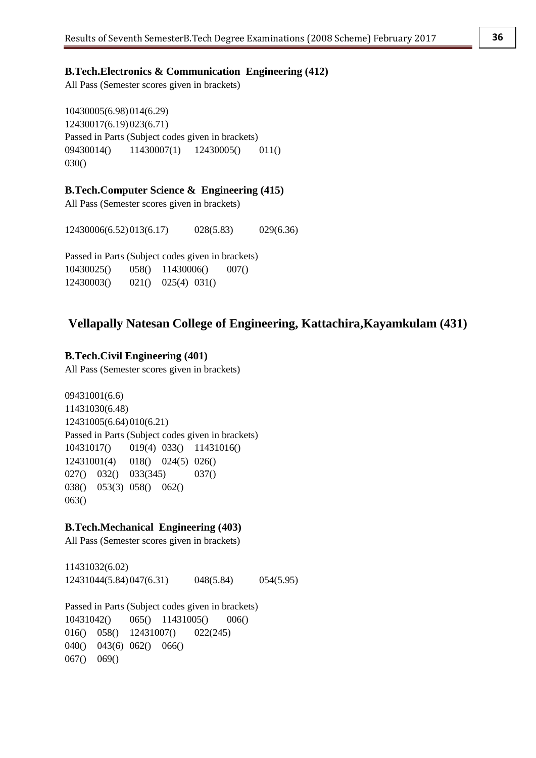**B.Tech.Electronics & Communication Engineering (412)**

All Pass (Semester scores given in brackets)

10430005(6.98) 014(6.29)
12430017(6.19) 023(6.71)

Passed in Parts (Subject codes given in brackets)

09430014() 11430007(1) 12430005() 011()
030()

**B.Tech.Computer Science & Engineering (415)**

All Pass (Semester scores given in brackets)

12430006(6.52) 013(6.17) 028(5.83) 029(6.36)

Passed in Parts (Subject codes given in brackets)

10430025() 058() 11430006() 007()
12430003() 021() 025(4) 031()

## Vellapally Natesan College of Engineering, Kattachira,Kayamkulam (431)

**B.Tech.Civil Engineering (401)**

All Pass (Semester scores given in brackets)

09431001(6.6)
11431030(6.48)
12431005(6.64) 010(6.21)

Passed in Parts (Subject codes given in brackets)

10431017() 019(4) 033() 11431016()
12431001(4) 018() 024(5) 026()
027() 032() 033(345) 037()
038() 053(3) 058() 062()
063()

**B.Tech.Mechanical Engineering (403)**

All Pass (Semester scores given in brackets)

11431032(6.02)
12431044(5.84) 047(6.31) 048(5.84) 054(5.95)

Passed in Parts (Subject codes given in brackets)

10431042() 065() 11431005() 006()
016() 058() 12431007() 022(245)
040() 043(6) 062() 066()
067() 069()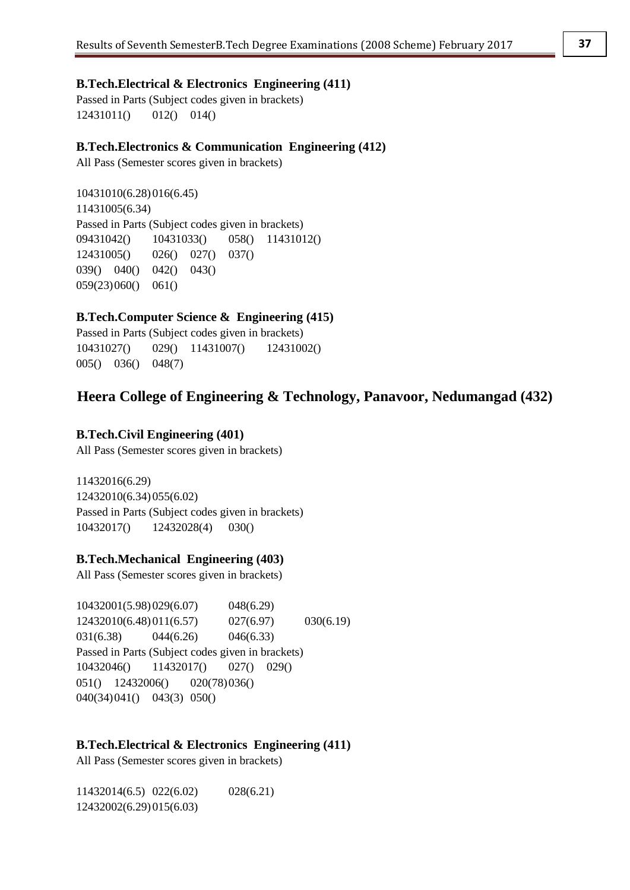**B.Tech.Electrical & Electronics Engineering (411)**

Passed in Parts (Subject codes given in brackets)

12431011() 012() 014()

**B.Tech.Electronics & Communication Engineering (412)**

All Pass (Semester scores given in brackets)

10431010(6.28) 016(6.45)
11431005(6.34)

Passed in Parts (Subject codes given in brackets)

09431042() 10431033() 058() 11431012()
12431005() 026() 027() 037()
039() 040() 042() 043()
059(23) 060() 061()

**B.Tech.Computer Science & Engineering (415)**

Passed in Parts (Subject codes given in brackets)

10431027() 029() 11431007() 12431002()
005() 036() 048(7)

## Heera College of Engineering & Technology, Panavoor, Nedumangad (432)

**B.Tech.Civil Engineering (401)**

All Pass (Semester scores given in brackets)

11432016(6.29)
12432010(6.34) 055(6.02)

Passed in Parts (Subject codes given in brackets)

10432017() 12432028(4) 030()

**B.Tech.Mechanical Engineering (403)**

All Pass (Semester scores given in brackets)

10432001(5.98) 029(6.07) 048(6.29)
12432010(6.48) 011(6.57) 027(6.97) 030(6.19)
031(6.38) 044(6.26) 046(6.33)

Passed in Parts (Subject codes given in brackets)

10432046() 11432017() 027() 029()
051() 12432006() 020(78) 036()
040(34) 041() 043(3) 050()

**B.Tech.Electrical & Electronics Engineering (411)**

All Pass (Semester scores given in brackets)

11432014(6.5) 022(6.02) 028(6.21)
12432002(6.29) 015(6.03)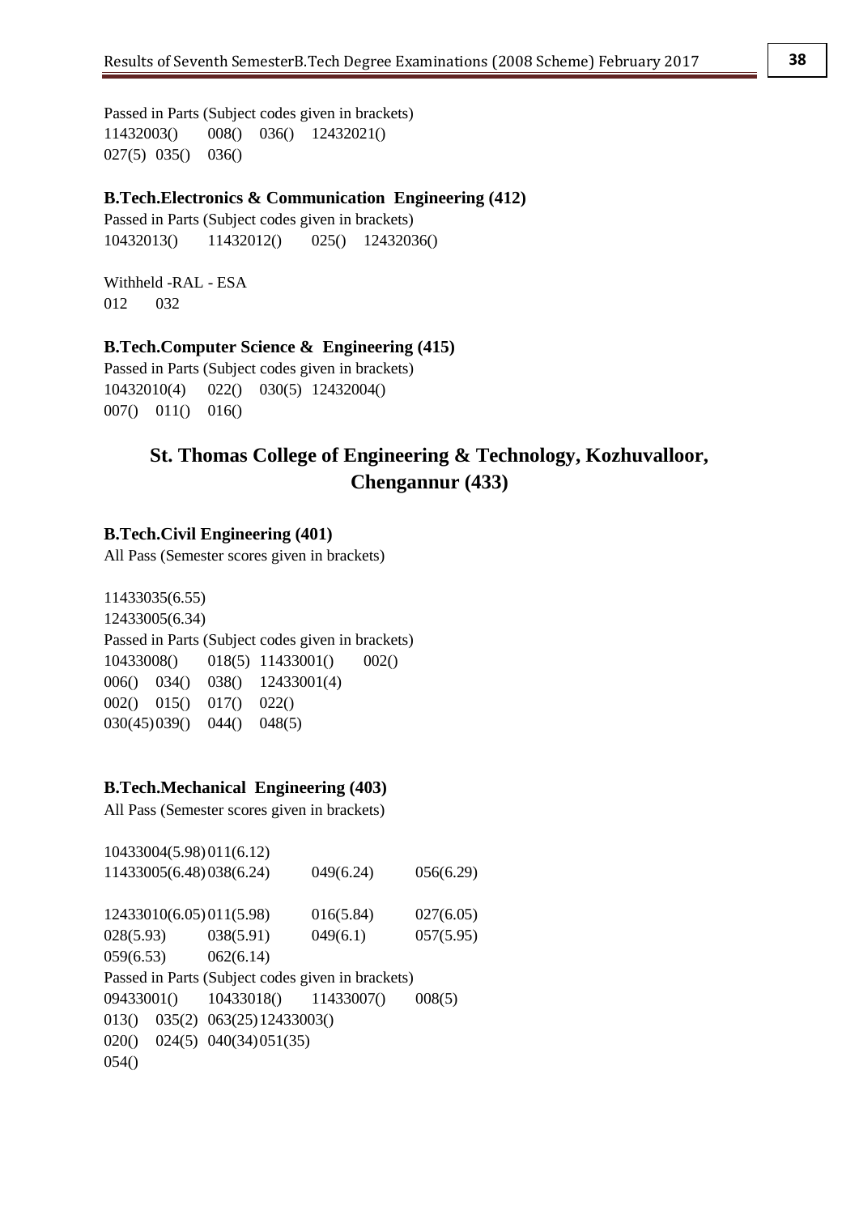Passed in Parts (Subject codes given in brackets)
11432003() 008() 036() 12432021()
027(5) 035() 036()

**B.Tech.Electronics & Communication Engineering (412)**

Passed in Parts (Subject codes given in brackets)
10432013() 11432012() 025() 12432036()

Withheld -RAL - ESA
012 032

**B.Tech.Computer Science & Engineering (415)**

Passed in Parts (Subject codes given in brackets)
10432010(4) 022() 030(5) 12432004()
007() 011() 016()

## St. Thomas College of Engineering & Technology, Kozhuvalloor, Chengannur (433)

**B.Tech.Civil Engineering (401)**

All Pass (Semester scores given in brackets)

11433035(6.55)
12433005(6.34)
Passed in Parts (Subject codes given in brackets)
10433008() 018(5) 11433001() 002()
006() 034() 038() 12433001(4)
002() 015() 017() 022()
030(45) 039() 044() 048(5)

**B.Tech.Mechanical Engineering (403)**

All Pass (Semester scores given in brackets)

10433004(5.98) 011(6.12)
11433005(6.48) 038(6.24) 049(6.24) 056(6.29)

12433010(6.05) 011(5.98) 016(5.84) 027(6.05)
028(5.93) 038(5.91) 049(6.1) 057(5.95)
059(6.53) 062(6.14)
Passed in Parts (Subject codes given in brackets)
09433001() 10433018() 11433007() 008(5)
013() 035(2) 063(25) 12433003()
020() 024(5) 040(34) 051(35)
054()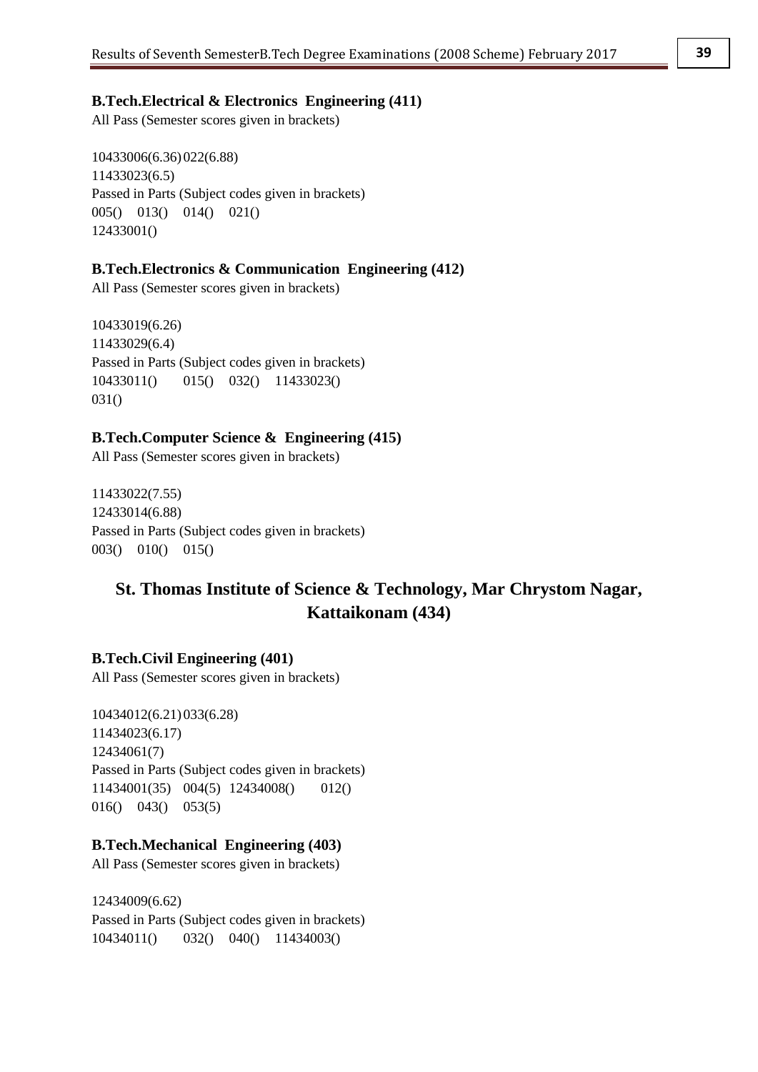**B.Tech.Electrical & Electronics Engineering (411)**

All Pass (Semester scores given in brackets)

10433006(6.36) 022(6.88)
11433023(6.5)
Passed in Parts (Subject codes given in brackets)
005() 013() 014() 021()
12433001()

**B.Tech.Electronics & Communication Engineering (412)**

All Pass (Semester scores given in brackets)

10433019(6.26)
11433029(6.4)
Passed in Parts (Subject codes given in brackets)
10433011() 015() 032() 11433023()
031()

**B.Tech.Computer Science & Engineering (415)**

All Pass (Semester scores given in brackets)

11433022(7.55)
12433014(6.88)
Passed in Parts (Subject codes given in brackets)
003() 010() 015()

## St. Thomas Institute of Science & Technology, Mar Chrystom Nagar, Kattaikonam (434)

**B.Tech.Civil Engineering (401)**

All Pass (Semester scores given in brackets)

10434012(6.21) 033(6.28)
11434023(6.17)
12434061(7)
Passed in Parts (Subject codes given in brackets)
11434001(35) 004(5) 12434008() 012()
016() 043() 053(5)

**B.Tech.Mechanical Engineering (403)**

All Pass (Semester scores given in brackets)

12434009(6.62)
Passed in Parts (Subject codes given in brackets)
10434011() 032() 040() 11434003()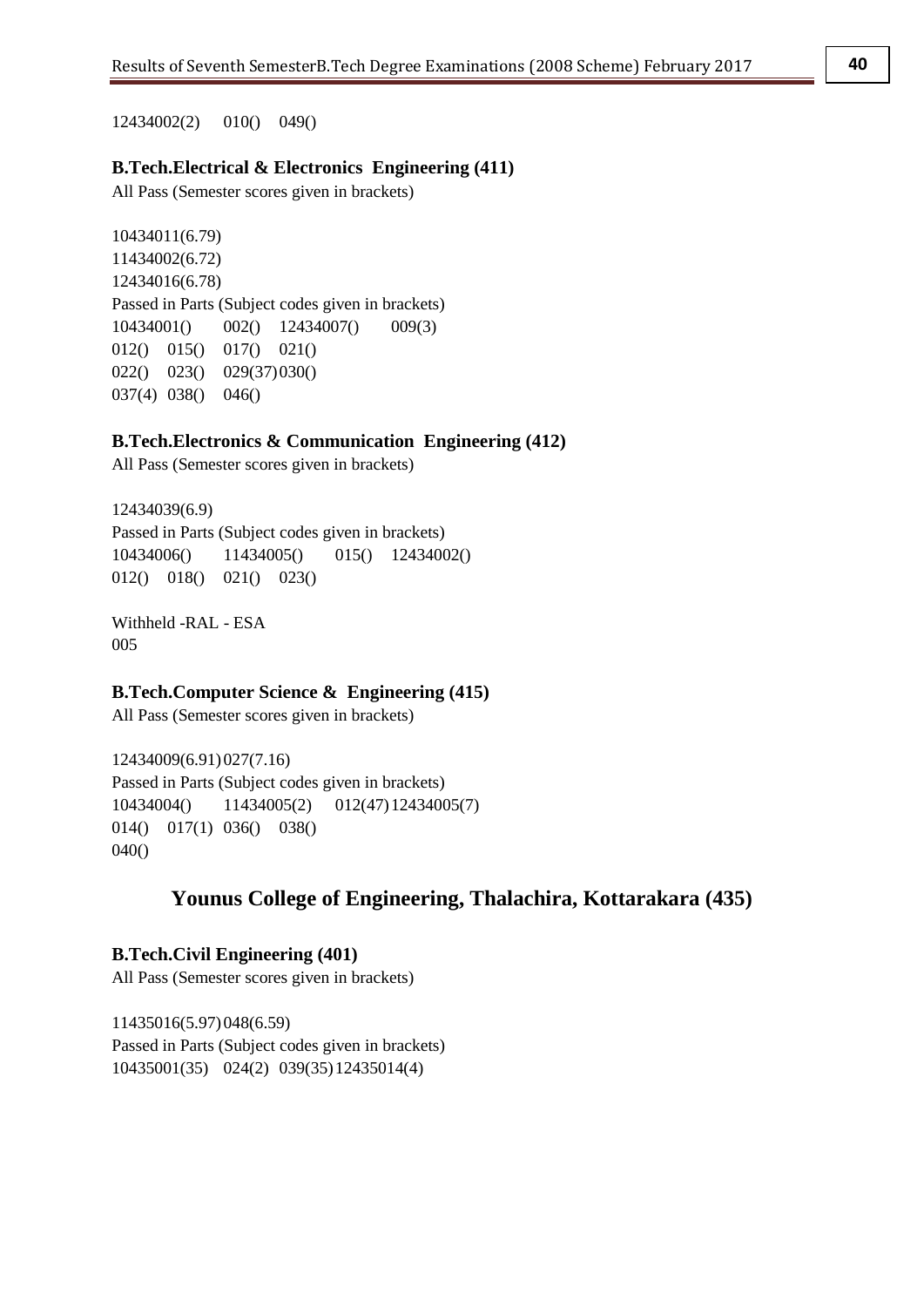12434002(2) 010() 049()

### B.Tech.Electrical & Electronics Engineering (411)

All Pass (Semester scores given in brackets)

10434011(6.79)
11434002(6.72)
12434016(6.78)
Passed in Parts (Subject codes given in brackets)
10434001() 002() 12434007() 009(3)
012() 015() 017() 021()
022() 023() 029(37) 030()
037(4) 038() 046()

### B.Tech.Electronics & Communication Engineering (412)

All Pass (Semester scores given in brackets)

12434039(6.9)
Passed in Parts (Subject codes given in brackets)
10434006() 11434005() 015() 12434002()
012() 018() 021() 023()

Withheld -RAL - ESA
005

### B.Tech.Computer Science & Engineering (415)

All Pass (Semester scores given in brackets)

12434009(6.91) 027(7.16)
Passed in Parts (Subject codes given in brackets)
10434004() 11434005(2) 012(47) 12434005(7)
014() 017(1) 036() 038()
040()

## Younus College of Engineering, Thalachira, Kottarakara (435)

### B.Tech.Civil Engineering (401)

All Pass (Semester scores given in brackets)

11435016(5.97) 048(6.59)
Passed in Parts (Subject codes given in brackets)
10435001(35) 024(2) 039(35) 12435014(4)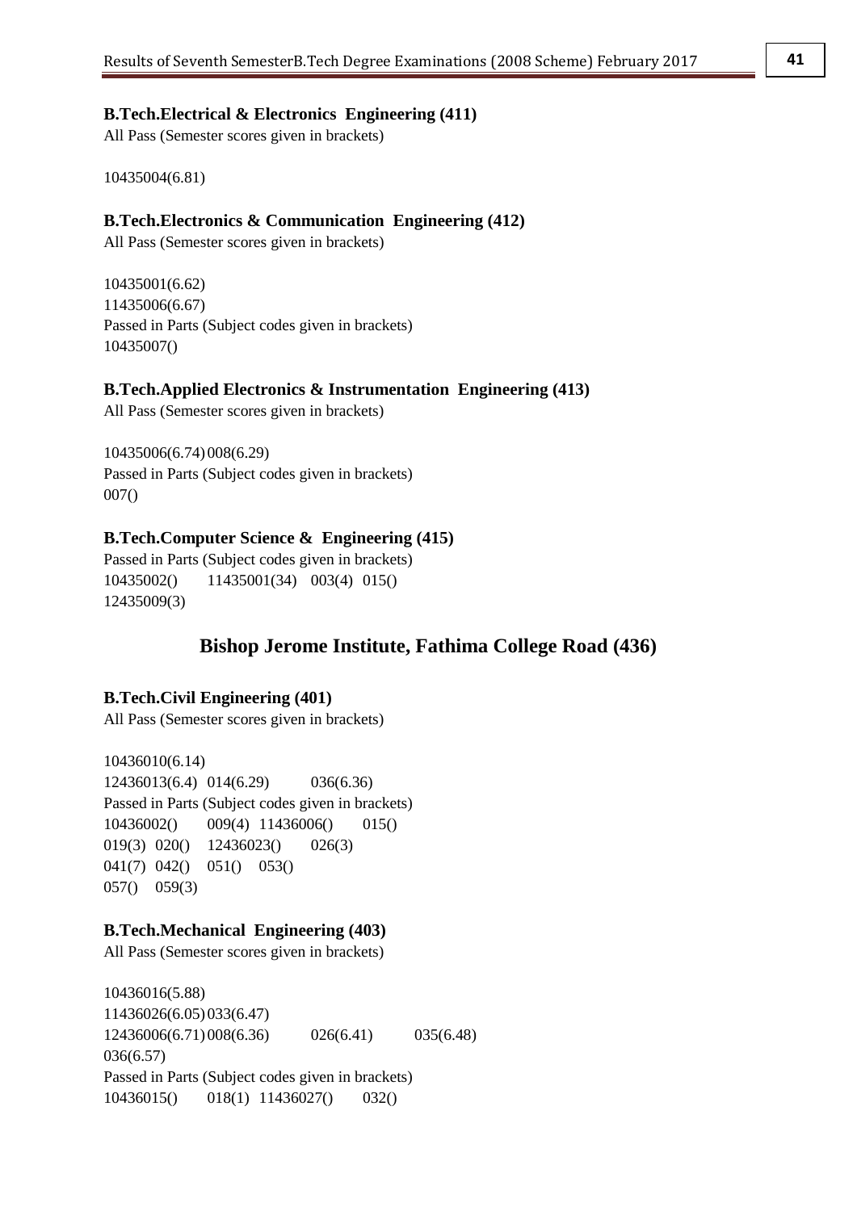**B.Tech.Electrical & Electronics Engineering (411)**

All Pass (Semester scores given in brackets)

10435004(6.81)

**B.Tech.Electronics & Communication Engineering (412)**

All Pass (Semester scores given in brackets)

10435001(6.62)
11435006(6.67)
Passed in Parts (Subject codes given in brackets)
10435007()

**B.Tech.Applied Electronics & Instrumentation Engineering (413)**

All Pass (Semester scores given in brackets)

10435006(6.74) 008(6.29)
Passed in Parts (Subject codes given in brackets)
007()

**B.Tech.Computer Science & Engineering (415)**

Passed in Parts (Subject codes given in brackets)
10435002() 11435001(34) 003(4) 015()
12435009(3)

## Bishop Jerome Institute, Fathima College Road (436)

**B.Tech.Civil Engineering (401)**

All Pass (Semester scores given in brackets)

10436010(6.14)
12436013(6.4) 014(6.29) 036(6.36)
Passed in Parts (Subject codes given in brackets)
10436002() 009(4) 11436006() 015()
019(3) 020() 12436023() 026(3)
041(7) 042() 051() 053()
057() 059(3)

**B.Tech.Mechanical Engineering (403)**

All Pass (Semester scores given in brackets)

10436016(5.88)
11436026(6.05) 033(6.47)
12436006(6.71) 008(6.36) 026(6.41) 035(6.48)
036(6.57)
Passed in Parts (Subject codes given in brackets)
10436015() 018(1) 11436027() 032()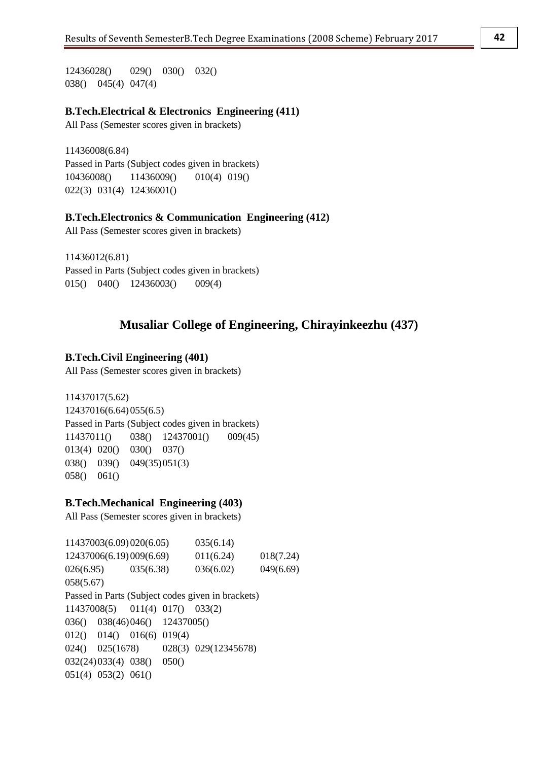12436028()   029()   030()   032()
038()   045(4)   047(4)

**B.Tech.Electrical & Electronics Engineering (411)**

All Pass (Semester scores given in brackets)

11436008(6.84)

Passed in Parts (Subject codes given in brackets)

10436008()   11436009()   010(4)   019()
022(3)   031(4)   12436001()

**B.Tech.Electronics & Communication Engineering (412)**

All Pass (Semester scores given in brackets)

11436012(6.81)

Passed in Parts (Subject codes given in brackets)

015()   040()   12436003()   009(4)

## Musaliar College of Engineering, Chirayinkeezhu (437)

**B.Tech.Civil Engineering (401)**

All Pass (Semester scores given in brackets)

11437017(5.62)
12437016(6.64)   055(6.5)

Passed in Parts (Subject codes given in brackets)

11437011()   038()   12437001()   009(45)
013(4)   020()   030()   037()
038()   039()   049(35)   051(3)
058()   061()

**B.Tech.Mechanical Engineering (403)**

All Pass (Semester scores given in brackets)

11437003(6.09)   020(6.05)   035(6.14)
12437006(6.19)   009(6.69)   011(6.24)   018(7.24)
026(6.95)   035(6.38)   036(6.02)   049(6.69)
058(5.67)

Passed in Parts (Subject codes given in brackets)

11437008(5)   011(4)   017()   033(2)
036()   038(46)   046()   12437005()
012()   014()   016(6)   019(4)
024()   025(1678)   028(3)   029(12345678)
032(24)   033(4)   038()   050()
051(4)   053(2)   061()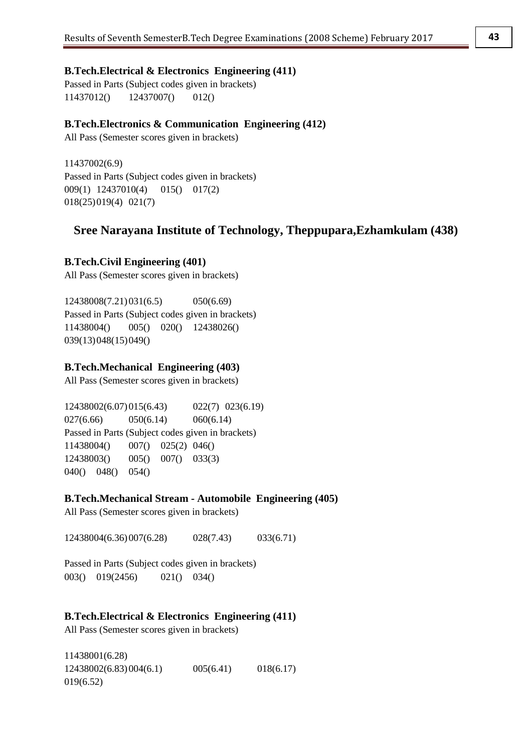**B.Tech.Electrical & Electronics Engineering (411)**

Passed in Parts (Subject codes given in brackets)

11437012()    12437007()    012()

**B.Tech.Electronics & Communication Engineering (412)**

All Pass (Semester scores given in brackets)

11437002(6.9)

Passed in Parts (Subject codes given in brackets)

009(1)  12437010(4)    015()    017(2)

018(25) 019(4)  021(7)

## Sree Narayana Institute of Technology, Theppupara,Ezhamkulam (438)

**B.Tech.Civil Engineering (401)**

All Pass (Semester scores given in brackets)

12438008(7.21) 031(6.5)    050(6.69)

Passed in Parts (Subject codes given in brackets)

11438004()    005()    020()    12438026()

039(13) 048(15) 049()

**B.Tech.Mechanical Engineering (403)**

All Pass (Semester scores given in brackets)

12438002(6.07) 015(6.43)    022(7)  023(6.19)

027(6.66)    050(6.14)    060(6.14)

Passed in Parts (Subject codes given in brackets)

11438004()    007()    025(2)  046()

12438003()    005()    007()    033(3)

040()    048()    054()

**B.Tech.Mechanical Stream - Automobile Engineering (405)**

All Pass (Semester scores given in brackets)

12438004(6.36) 007(6.28)    028(7.43)    033(6.71)

Passed in Parts (Subject codes given in brackets)

003()    019(2456)    021()    034()

**B.Tech.Electrical & Electronics Engineering (411)**

All Pass (Semester scores given in brackets)

11438001(6.28)

12438002(6.83) 004(6.1)    005(6.41)    018(6.17)

019(6.52)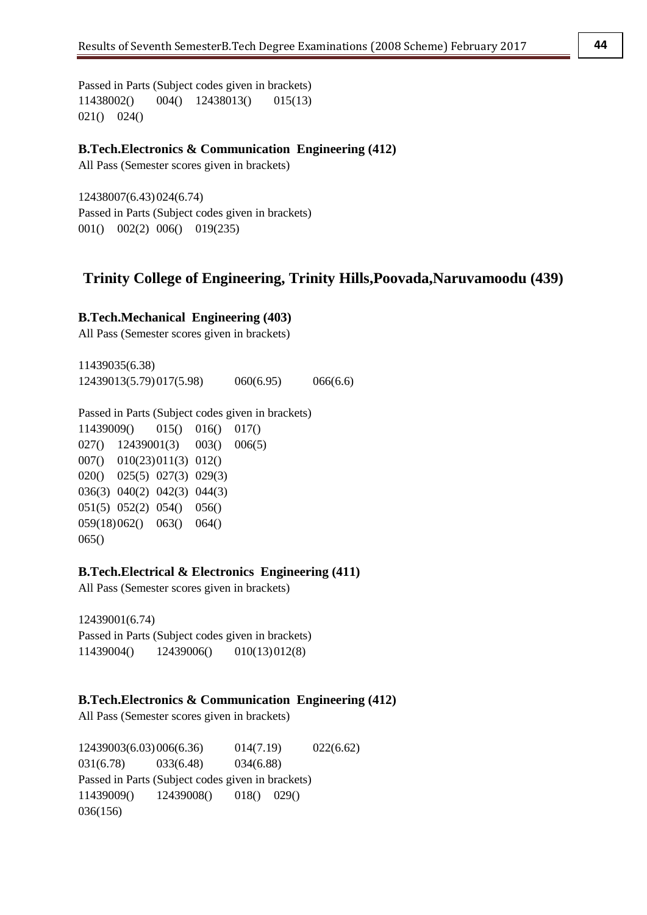Passed in Parts (Subject codes given in brackets)
11438002() 004() 12438013() 015(13)
021() 024()

### B.Tech.Electronics & Communication Engineering (412)

All Pass (Semester scores given in brackets)

12438007(6.43) 024(6.74)
Passed in Parts (Subject codes given in brackets)
001() 002(2) 006() 019(235)

## Trinity College of Engineering, Trinity Hills,Poovada,Naruvamoodu (439)

### B.Tech.Mechanical Engineering (403)

All Pass (Semester scores given in brackets)

11439035(6.38)
12439013(5.79) 017(5.98) 060(6.95) 066(6.6)

Passed in Parts (Subject codes given in brackets)
11439009() 015() 016() 017()
027() 12439001(3) 003() 006(5)
007() 010(23) 011(3) 012()
020() 025(5) 027(3) 029(3)
036(3) 040(2) 042(3) 044(3)
051(5) 052(2) 054() 056()
059(18) 062() 063() 064()
065()

### B.Tech.Electrical & Electronics Engineering (411)

All Pass (Semester scores given in brackets)

12439001(6.74)
Passed in Parts (Subject codes given in brackets)
11439004() 12439006() 010(13) 012(8)

### B.Tech.Electronics & Communication Engineering (412)

All Pass (Semester scores given in brackets)

12439003(6.03) 006(6.36) 014(7.19) 022(6.62)
031(6.78) 033(6.48) 034(6.88)
Passed in Parts (Subject codes given in brackets)
11439009() 12439008() 018() 029()
036(156)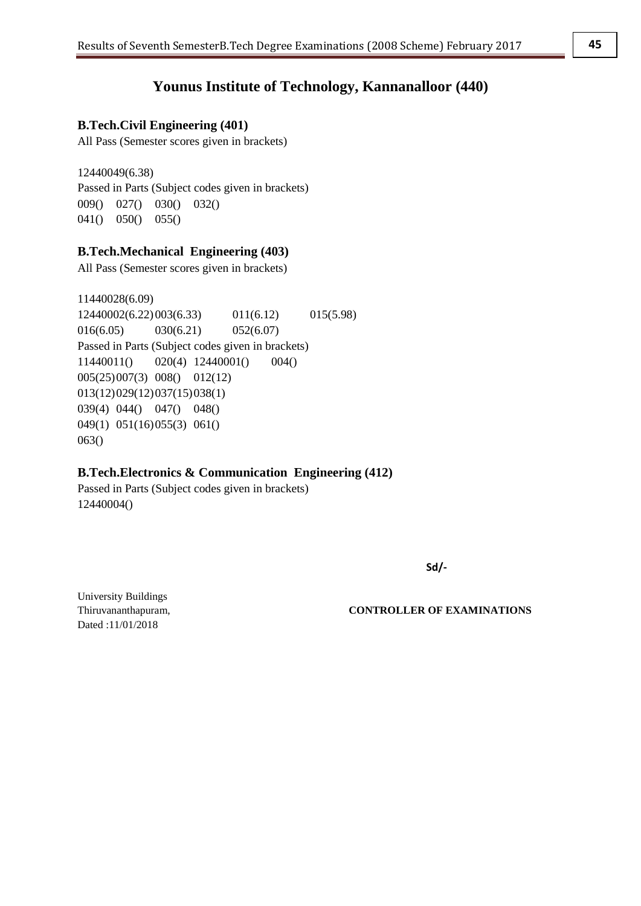## Younus Institute of Technology, Kannanalloor (440)

### B.Tech.Civil Engineering (401)

All Pass (Semester scores given in brackets)

12440049(6.38)

Passed in Parts (Subject codes given in brackets)

009() 027() 030() 032()
041() 050() 055()

### B.Tech.Mechanical Engineering (403)

All Pass (Semester scores given in brackets)

11440028(6.09)
12440002(6.22) 003(6.33) 011(6.12) 015(5.98)
016(6.05) 030(6.21) 052(6.07)

Passed in Parts (Subject codes given in brackets)

11440011() 020(4) 12440001() 004()
005(25) 007(3) 008() 012(12)
013(12) 029(12) 037(15) 038(1)
039(4) 044() 047() 048()
049(1) 051(16) 055(3) 061()
063()

### B.Tech.Electronics & Communication Engineering (412)

Passed in Parts (Subject codes given in brackets)

12440004()

Sd/-

University Buildings
Thiruvananthapuram,
Dated :11/01/2018

**CONTROLLER OF EXAMINATIONS**